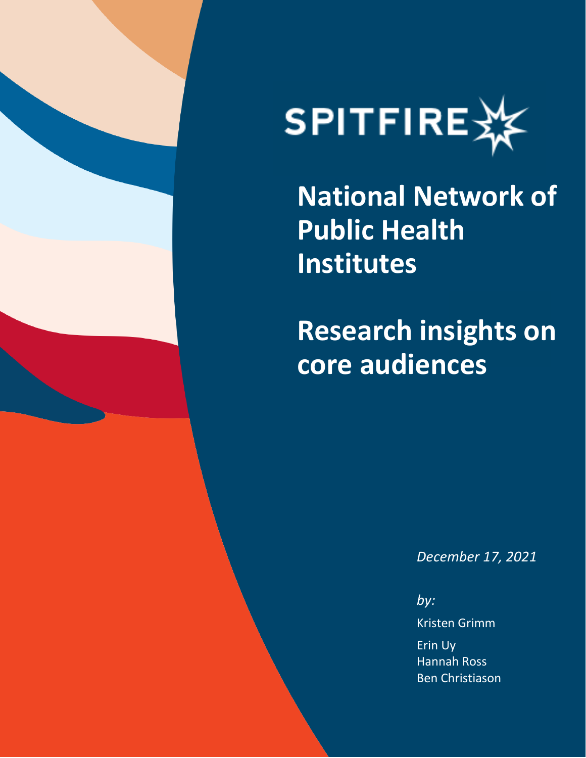SPITFIRE

# National Network of Public Health Institutes

# Research insights on core audiences

*December 17, 2021*

*by:*

Kristen Grimm

Erin Uy
Hannah Ross
Ben Christiason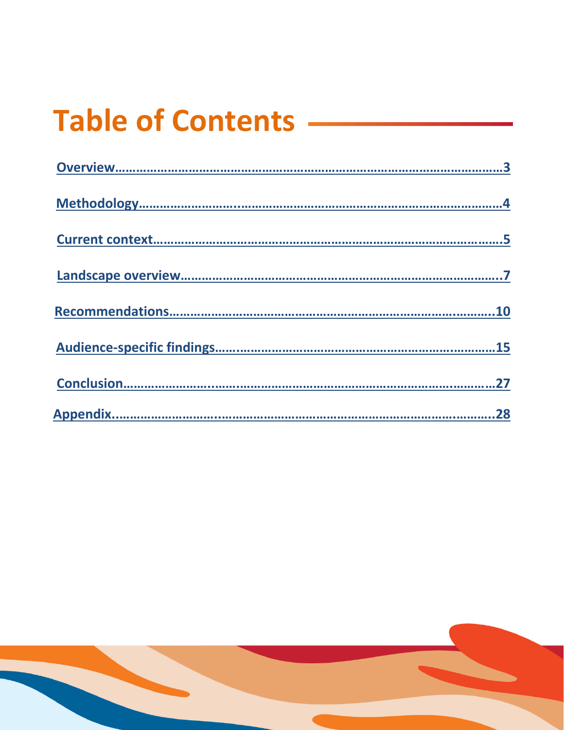# Table of Contents

Overview…………………………………………………………………………………………3

Methodology……………………..…………………………………………………………………4

Current context………………………………………………………………………………….5

Landscape overview………………………………………………………………………..7

Recommendations…………………………………………………………………….……….10

Audience-specific findings….……………………………………………….…………15

Conclusion………………….….……………………………………………….……………27

Appendix..………………….…………………………………………………….………..28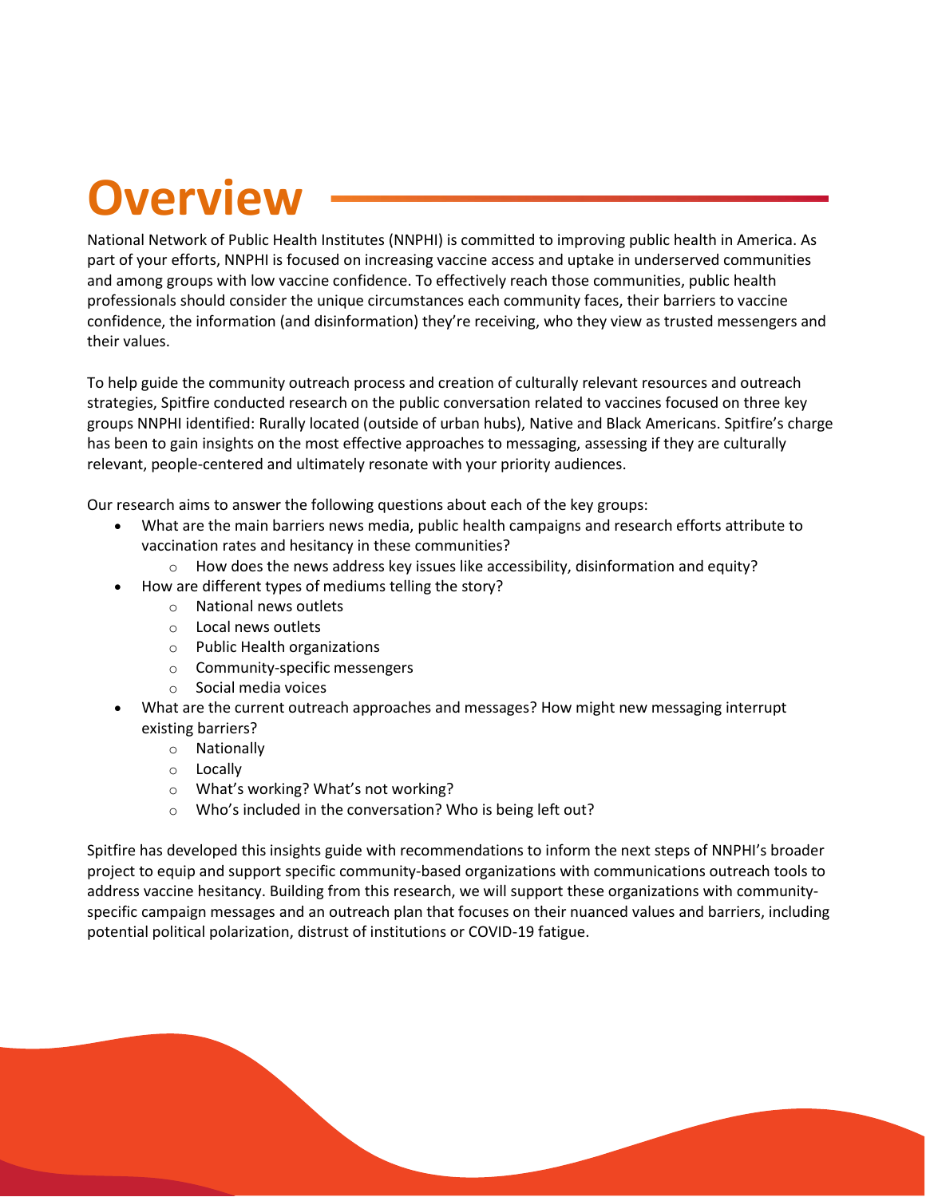# Overview

National Network of Public Health Institutes (NNPHI) is committed to improving public health in America. As part of your efforts, NNPHI is focused on increasing vaccine access and uptake in underserved communities and among groups with low vaccine confidence. To effectively reach those communities, public health professionals should consider the unique circumstances each community faces, their barriers to vaccine confidence, the information (and disinformation) they're receiving, who they view as trusted messengers and their values.

To help guide the community outreach process and creation of culturally relevant resources and outreach strategies, Spitfire conducted research on the public conversation related to vaccines focused on three key groups NNPHI identified: Rurally located (outside of urban hubs), Native and Black Americans. Spitfire's charge has been to gain insights on the most effective approaches to messaging, assessing if they are culturally relevant, people-centered and ultimately resonate with your priority audiences.

Our research aims to answer the following questions about each of the key groups:

- What are the main barriers news media, public health campaigns and research efforts attribute to vaccination rates and hesitancy in these communities?
  - How does the news address key issues like accessibility, disinformation and equity?
- How are different types of mediums telling the story?
  - National news outlets
  - Local news outlets
  - Public Health organizations
  - Community-specific messengers
  - Social media voices
- What are the current outreach approaches and messages? How might new messaging interrupt existing barriers?
  - Nationally
  - Locally
  - What's working? What's not working?
  - Who's included in the conversation? Who is being left out?

Spitfire has developed this insights guide with recommendations to inform the next steps of NNPHI's broader project to equip and support specific community-based organizations with communications outreach tools to address vaccine hesitancy. Building from this research, we will support these organizations with community-specific campaign messages and an outreach plan that focuses on their nuanced values and barriers, including potential political polarization, distrust of institutions or COVID-19 fatigue.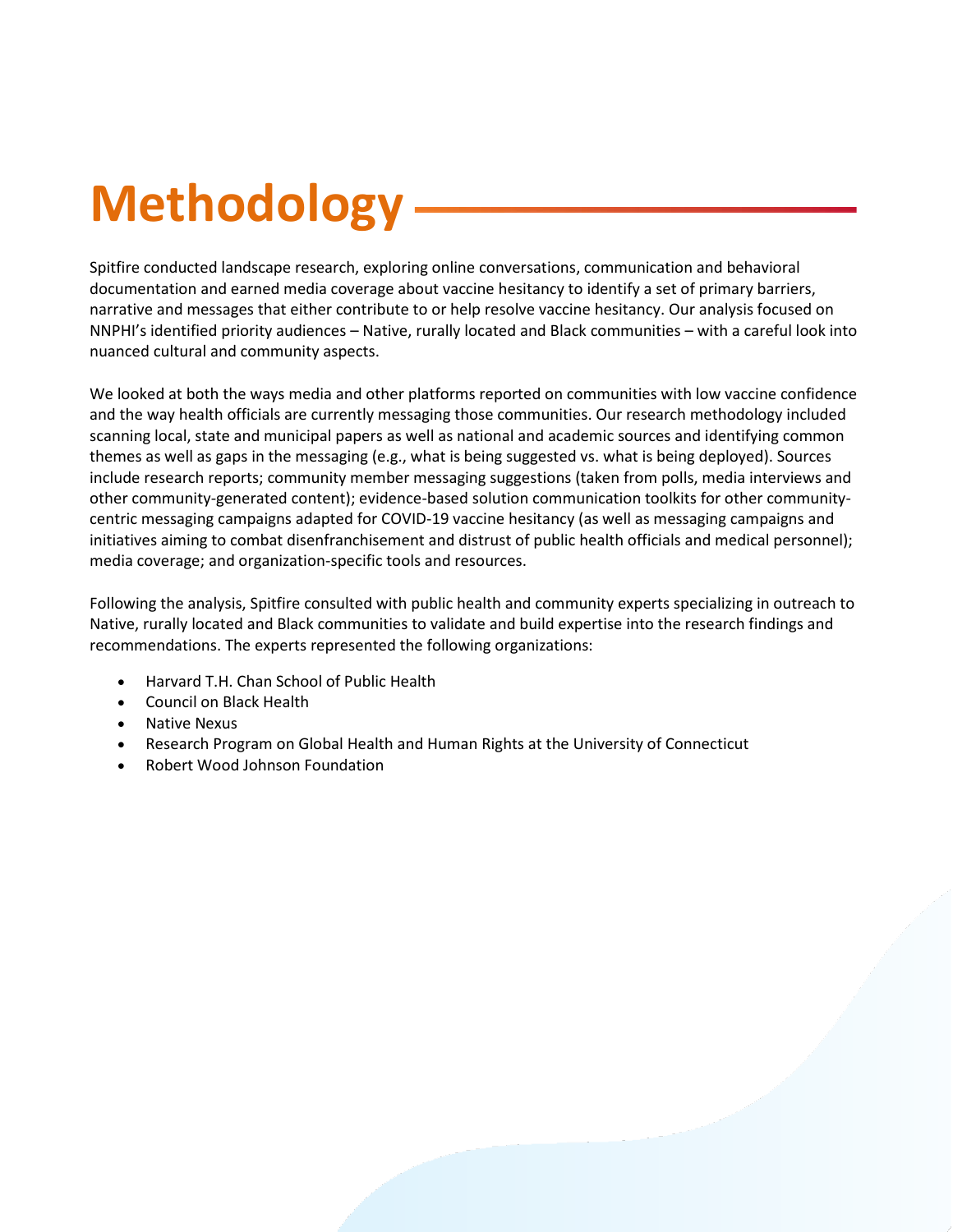# Methodology

Spitfire conducted landscape research, exploring online conversations, communication and behavioral documentation and earned media coverage about vaccine hesitancy to identify a set of primary barriers, narrative and messages that either contribute to or help resolve vaccine hesitancy. Our analysis focused on NNPHI's identified priority audiences – Native, rurally located and Black communities – with a careful look into nuanced cultural and community aspects.

We looked at both the ways media and other platforms reported on communities with low vaccine confidence and the way health officials are currently messaging those communities. Our research methodology included scanning local, state and municipal papers as well as national and academic sources and identifying common themes as well as gaps in the messaging (e.g., what is being suggested vs. what is being deployed). Sources include research reports; community member messaging suggestions (taken from polls, media interviews and other community-generated content); evidence-based solution communication toolkits for other community-centric messaging campaigns adapted for COVID-19 vaccine hesitancy (as well as messaging campaigns and initiatives aiming to combat disenfranchisement and distrust of public health officials and medical personnel); media coverage; and organization-specific tools and resources.

Following the analysis, Spitfire consulted with public health and community experts specializing in outreach to Native, rurally located and Black communities to validate and build expertise into the research findings and recommendations. The experts represented the following organizations:

- Harvard T.H. Chan School of Public Health
- Council on Black Health
- Native Nexus
- Research Program on Global Health and Human Rights at the University of Connecticut
- Robert Wood Johnson Foundation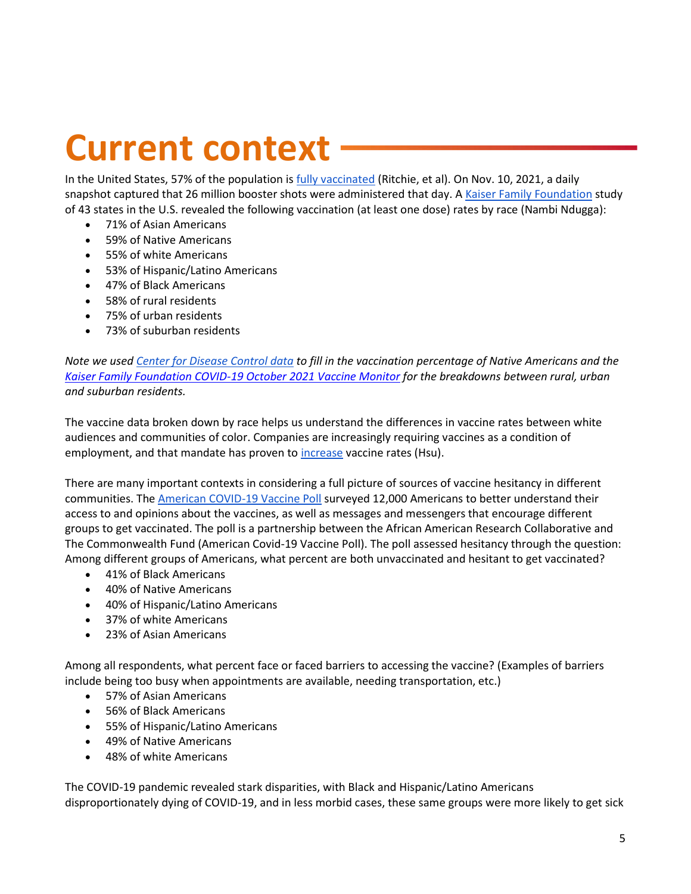# Current context

In the United States, 57% of the population is fully vaccinated (Ritchie, et al). On Nov. 10, 2021, a daily snapshot captured that 26 million booster shots were administered that day. A Kaiser Family Foundation study of 43 states in the U.S. revealed the following vaccination (at least one dose) rates by race (Nambi Ndugga):

- 71% of Asian Americans
- 59% of Native Americans
- 55% of white Americans
- 53% of Hispanic/Latino Americans
- 47% of Black Americans
- 58% of rural residents
- 75% of urban residents
- 73% of suburban residents

*Note we used Center for Disease Control data to fill in the vaccination percentage of Native Americans and the Kaiser Family Foundation COVID-19 October 2021 Vaccine Monitor for the breakdowns between rural, urban and suburban residents.*

The vaccine data broken down by race helps us understand the differences in vaccine rates between white audiences and communities of color. Companies are increasingly requiring vaccines as a condition of employment, and that mandate has proven to increase vaccine rates (Hsu).

There are many important contexts in considering a full picture of sources of vaccine hesitancy in different communities. The American COVID-19 Vaccine Poll surveyed 12,000 Americans to better understand their access to and opinions about the vaccines, as well as messages and messengers that encourage different groups to get vaccinated. The poll is a partnership between the African American Research Collaborative and The Commonwealth Fund (American Covid-19 Vaccine Poll). The poll assessed hesitancy through the question: Among different groups of Americans, what percent are both unvaccinated and hesitant to get vaccinated?

- 41% of Black Americans
- 40% of Native Americans
- 40% of Hispanic/Latino Americans
- 37% of white Americans
- 23% of Asian Americans

Among all respondents, what percent face or faced barriers to accessing the vaccine? (Examples of barriers include being too busy when appointments are available, needing transportation, etc.)

- 57% of Asian Americans
- 56% of Black Americans
- 55% of Hispanic/Latino Americans
- 49% of Native Americans
- 48% of white Americans

The COVID-19 pandemic revealed stark disparities, with Black and Hispanic/Latino Americans disproportionately dying of COVID-19, and in less morbid cases, these same groups were more likely to get sick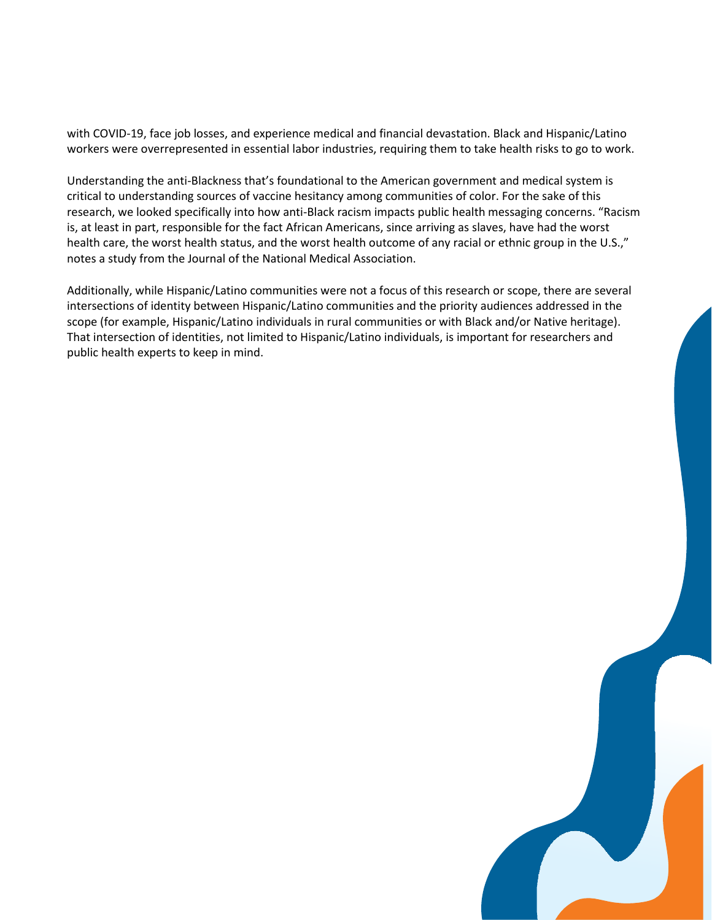with COVID-19, face job losses, and experience medical and financial devastation. Black and Hispanic/Latino workers were overrepresented in essential labor industries, requiring them to take health risks to go to work.

Understanding the anti-Blackness that's foundational to the American government and medical system is critical to understanding sources of vaccine hesitancy among communities of color. For the sake of this research, we looked specifically into how anti-Black racism impacts public health messaging concerns. "Racism is, at least in part, responsible for the fact African Americans, since arriving as slaves, have had the worst health care, the worst health status, and the worst health outcome of any racial or ethnic group in the U.S.," notes a study from the Journal of the National Medical Association.

Additionally, while Hispanic/Latino communities were not a focus of this research or scope, there are several intersections of identity between Hispanic/Latino communities and the priority audiences addressed in the scope (for example, Hispanic/Latino individuals in rural communities or with Black and/or Native heritage). That intersection of identities, not limited to Hispanic/Latino individuals, is important for researchers and public health experts to keep in mind.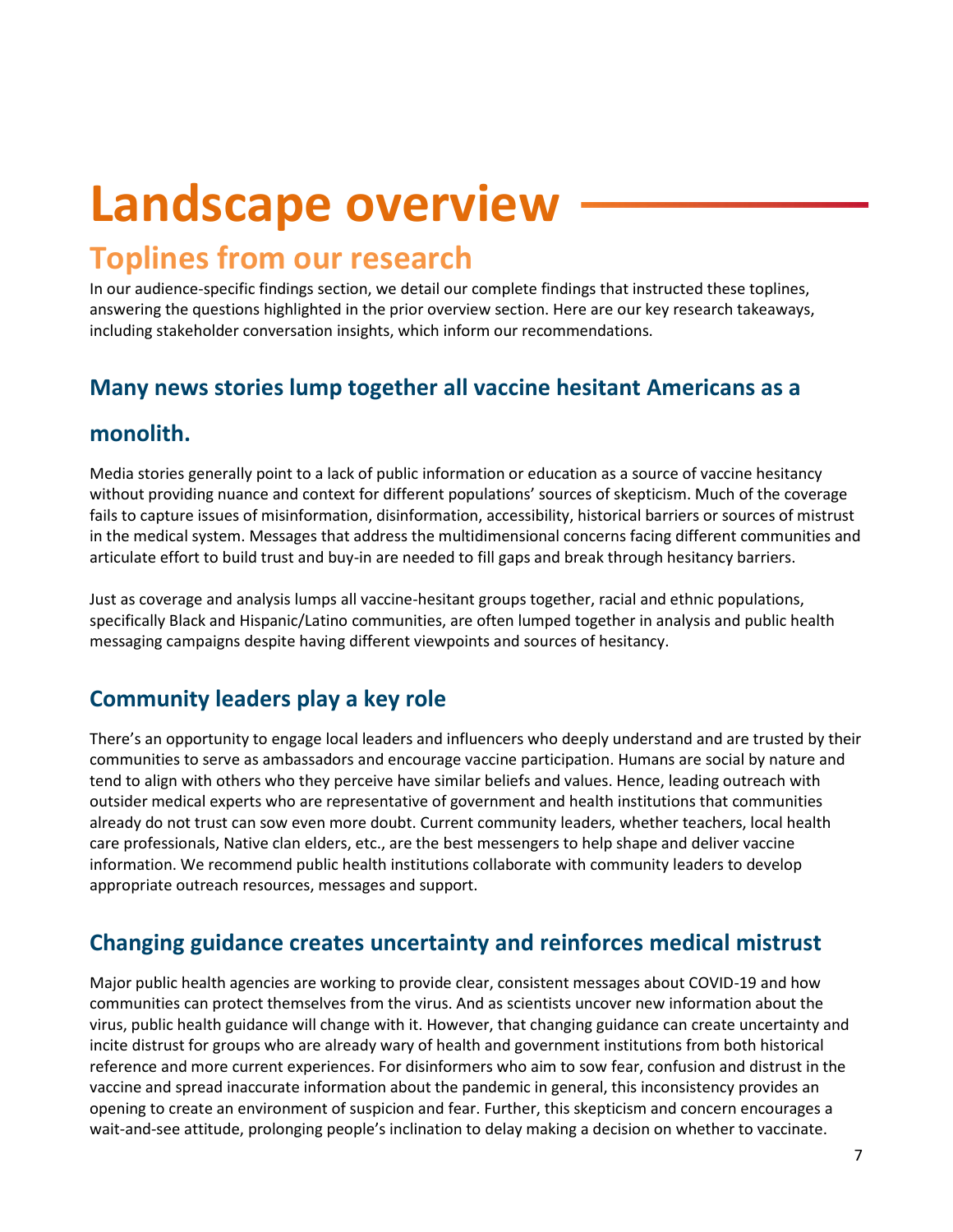# Landscape overview

## Toplines from our research

In our audience-specific findings section, we detail our complete findings that instructed these toplines, answering the questions highlighted in the prior overview section. Here are our key research takeaways, including stakeholder conversation insights, which inform our recommendations.

### Many news stories lump together all vaccine hesitant Americans as a monolith.

Media stories generally point to a lack of public information or education as a source of vaccine hesitancy without providing nuance and context for different populations' sources of skepticism. Much of the coverage fails to capture issues of misinformation, disinformation, accessibility, historical barriers or sources of mistrust in the medical system. Messages that address the multidimensional concerns facing different communities and articulate effort to build trust and buy-in are needed to fill gaps and break through hesitancy barriers.

Just as coverage and analysis lumps all vaccine-hesitant groups together, racial and ethnic populations, specifically Black and Hispanic/Latino communities, are often lumped together in analysis and public health messaging campaigns despite having different viewpoints and sources of hesitancy.

### Community leaders play a key role

There's an opportunity to engage local leaders and influencers who deeply understand and are trusted by their communities to serve as ambassadors and encourage vaccine participation. Humans are social by nature and tend to align with others who they perceive have similar beliefs and values. Hence, leading outreach with outsider medical experts who are representative of government and health institutions that communities already do not trust can sow even more doubt. Current community leaders, whether teachers, local health care professionals, Native clan elders, etc., are the best messengers to help shape and deliver vaccine information. We recommend public health institutions collaborate with community leaders to develop appropriate outreach resources, messages and support.

### Changing guidance creates uncertainty and reinforces medical mistrust

Major public health agencies are working to provide clear, consistent messages about COVID-19 and how communities can protect themselves from the virus. And as scientists uncover new information about the virus, public health guidance will change with it. However, that changing guidance can create uncertainty and incite distrust for groups who are already wary of health and government institutions from both historical reference and more current experiences. For disinformers who aim to sow fear, confusion and distrust in the vaccine and spread inaccurate information about the pandemic in general, this inconsistency provides an opening to create an environment of suspicion and fear. Further, this skepticism and concern encourages a wait-and-see attitude, prolonging people's inclination to delay making a decision on whether to vaccinate.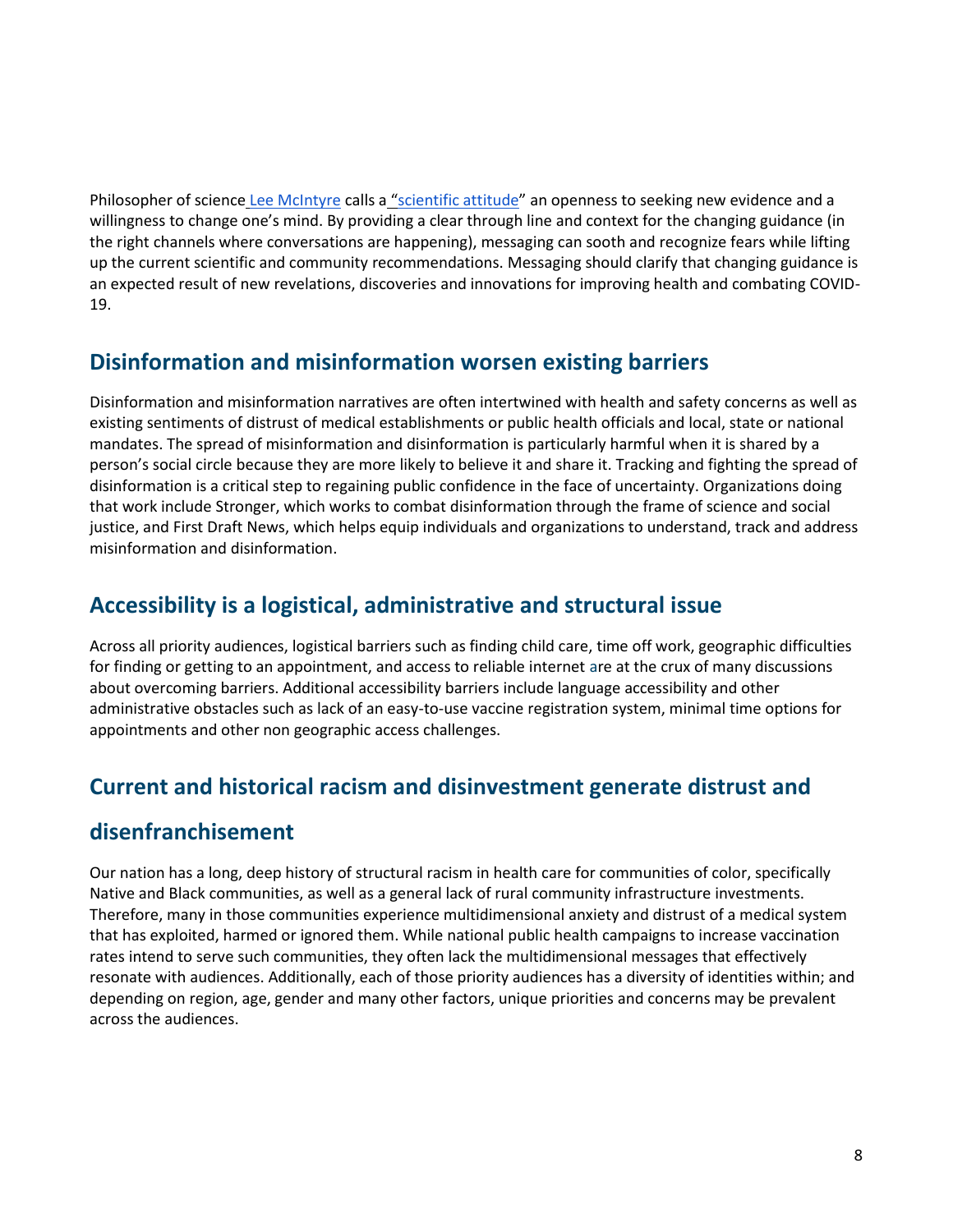Philosopher of science [Lee McIntyre] calls a ["scientific attitude"] an openness to seeking new evidence and a willingness to change one's mind. By providing a clear through line and context for the changing guidance (in the right channels where conversations are happening), messaging can sooth and recognize fears while lifting up the current scientific and community recommendations. Messaging should clarify that changing guidance is an expected result of new revelations, discoveries and innovations for improving health and combating COVID-19.

## Disinformation and misinformation worsen existing barriers

Disinformation and misinformation narratives are often intertwined with health and safety concerns as well as existing sentiments of distrust of medical establishments or public health officials and local, state or national mandates. The spread of misinformation and disinformation is particularly harmful when it is shared by a person's social circle because they are more likely to believe it and share it. Tracking and fighting the spread of disinformation is a critical step to regaining public confidence in the face of uncertainty. Organizations doing that work include Stronger, which works to combat disinformation through the frame of science and social justice, and First Draft News, which helps equip individuals and organizations to understand, track and address misinformation and disinformation.

## Accessibility is a logistical, administrative and structural issue

Across all priority audiences, logistical barriers such as finding child care, time off work, geographic difficulties for finding or getting to an appointment, and access to reliable internet are at the crux of many discussions about overcoming barriers. Additional accessibility barriers include language accessibility and other administrative obstacles such as lack of an easy-to-use vaccine registration system, minimal time options for appointments and other non geographic access challenges.

## Current and historical racism and disinvestment generate distrust and disenfranchisement

Our nation has a long, deep history of structural racism in health care for communities of color, specifically Native and Black communities, as well as a general lack of rural community infrastructure investments. Therefore, many in those communities experience multidimensional anxiety and distrust of a medical system that has exploited, harmed or ignored them. While national public health campaigns to increase vaccination rates intend to serve such communities, they often lack the multidimensional messages that effectively resonate with audiences. Additionally, each of those priority audiences has a diversity of identities within; and depending on region, age, gender and many other factors, unique priorities and concerns may be prevalent across the audiences.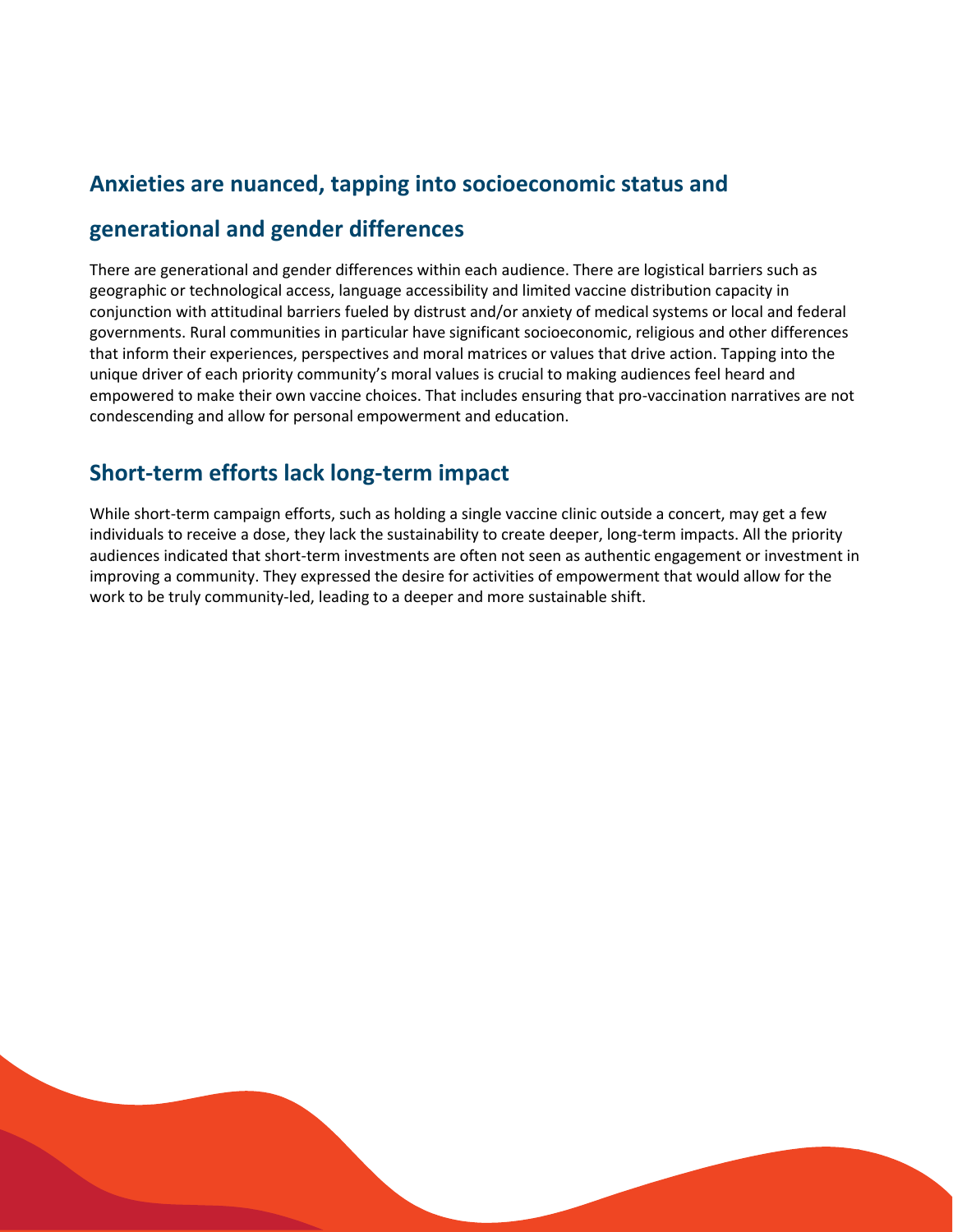## Anxieties are nuanced, tapping into socioeconomic status and generational and gender differences

There are generational and gender differences within each audience. There are logistical barriers such as geographic or technological access, language accessibility and limited vaccine distribution capacity in conjunction with attitudinal barriers fueled by distrust and/or anxiety of medical systems or local and federal governments. Rural communities in particular have significant socioeconomic, religious and other differences that inform their experiences, perspectives and moral matrices or values that drive action. Tapping into the unique driver of each priority community's moral values is crucial to making audiences feel heard and empowered to make their own vaccine choices. That includes ensuring that pro-vaccination narratives are not condescending and allow for personal empowerment and education.

## Short-term efforts lack long-term impact

While short-term campaign efforts, such as holding a single vaccine clinic outside a concert, may get a few individuals to receive a dose, they lack the sustainability to create deeper, long-term impacts. All the priority audiences indicated that short-term investments are often not seen as authentic engagement or investment in improving a community. They expressed the desire for activities of empowerment that would allow for the work to be truly community-led, leading to a deeper and more sustainable shift.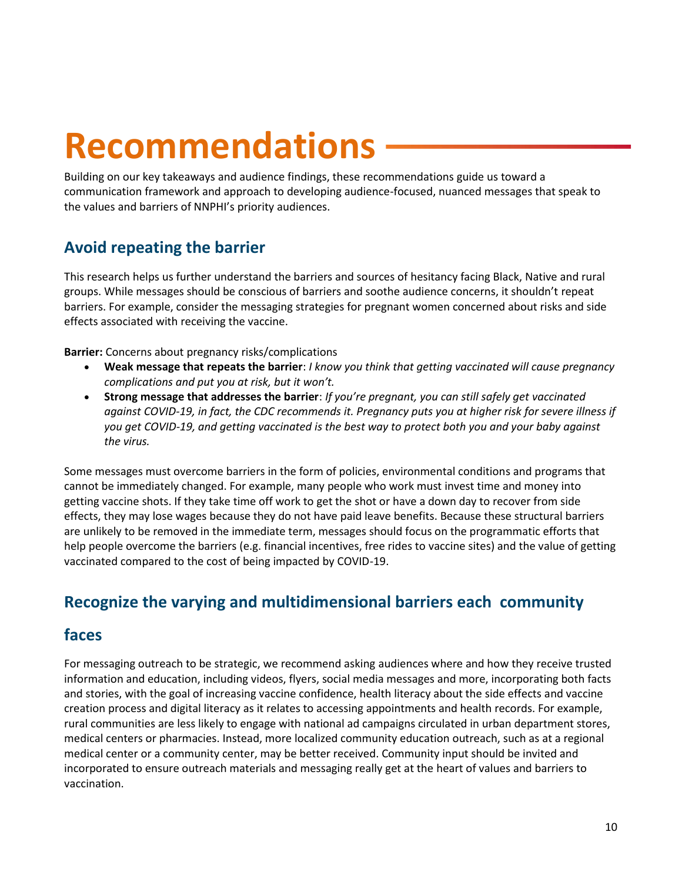# Recommendations

Building on our key takeaways and audience findings, these recommendations guide us toward a communication framework and approach to developing audience-focused, nuanced messages that speak to the values and barriers of NNPHI's priority audiences.

## Avoid repeating the barrier

This research helps us further understand the barriers and sources of hesitancy facing Black, Native and rural groups. While messages should be conscious of barriers and soothe audience concerns, it shouldn't repeat barriers. For example, consider the messaging strategies for pregnant women concerned about risks and side effects associated with receiving the vaccine.

**Barrier:** Concerns about pregnancy risks/complications

- **Weak message that repeats the barrier**: *I know you think that getting vaccinated will cause pregnancy complications and put you at risk, but it won't.*
- **Strong message that addresses the barrier**: *If you're pregnant, you can still safely get vaccinated against COVID-19, in fact, the CDC recommends it. Pregnancy puts you at higher risk for severe illness if you get COVID-19, and getting vaccinated is the best way to protect both you and your baby against the virus.*

Some messages must overcome barriers in the form of policies, environmental conditions and programs that cannot be immediately changed. For example, many people who work must invest time and money into getting vaccine shots. If they take time off work to get the shot or have a down day to recover from side effects, they may lose wages because they do not have paid leave benefits. Because these structural barriers are unlikely to be removed in the immediate term, messages should focus on the programmatic efforts that help people overcome the barriers (e.g. financial incentives, free rides to vaccine sites) and the value of getting vaccinated compared to the cost of being impacted by COVID-19.

## Recognize the varying and multidimensional barriers each community faces

For messaging outreach to be strategic, we recommend asking audiences where and how they receive trusted information and education, including videos, flyers, social media messages and more, incorporating both facts and stories, with the goal of increasing vaccine confidence, health literacy about the side effects and vaccine creation process and digital literacy as it relates to accessing appointments and health records. For example, rural communities are less likely to engage with national ad campaigns circulated in urban department stores, medical centers or pharmacies. Instead, more localized community education outreach, such as at a regional medical center or a community center, may be better received. Community input should be invited and incorporated to ensure outreach materials and messaging really get at the heart of values and barriers to vaccination.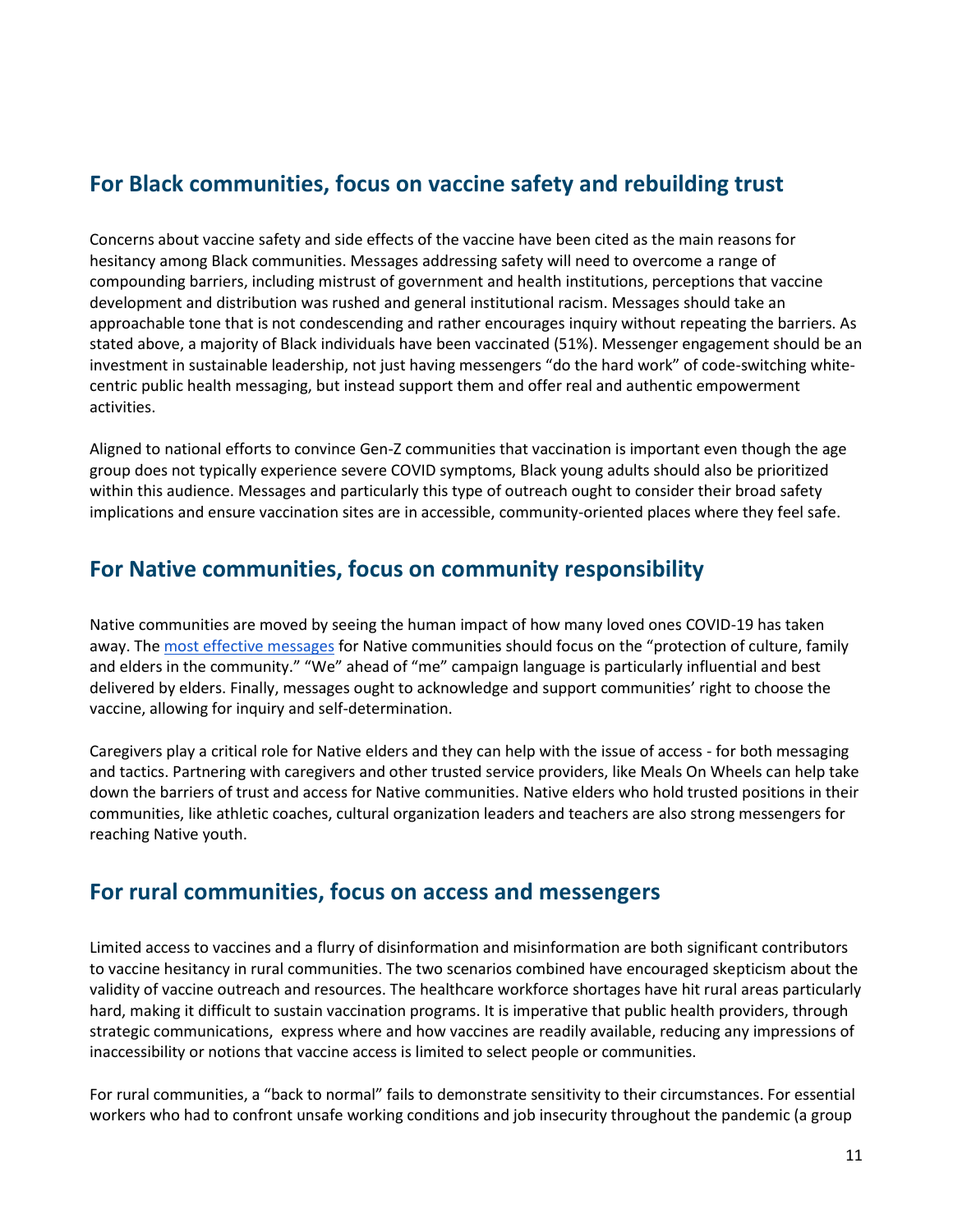## For Black communities, focus on vaccine safety and rebuilding trust

Concerns about vaccine safety and side effects of the vaccine have been cited as the main reasons for hesitancy among Black communities. Messages addressing safety will need to overcome a range of compounding barriers, including mistrust of government and health institutions, perceptions that vaccine development and distribution was rushed and general institutional racism. Messages should take an approachable tone that is not condescending and rather encourages inquiry without repeating the barriers. As stated above, a majority of Black individuals have been vaccinated (51%). Messenger engagement should be an investment in sustainable leadership, not just having messengers "do the hard work" of code-switching white-centric public health messaging, but instead support them and offer real and authentic empowerment activities.

Aligned to national efforts to convince Gen-Z communities that vaccination is important even though the age group does not typically experience severe COVID symptoms, Black young adults should also be prioritized within this audience. Messages and particularly this type of outreach ought to consider their broad safety implications and ensure vaccination sites are in accessible, community-oriented places where they feel safe.

## For Native communities, focus on community responsibility

Native communities are moved by seeing the human impact of how many loved ones COVID-19 has taken away. The [most effective messages]() for Native communities should focus on the "protection of culture, family and elders in the community." "We" ahead of "me" campaign language is particularly influential and best delivered by elders. Finally, messages ought to acknowledge and support communities' right to choose the vaccine, allowing for inquiry and self-determination.

Caregivers play a critical role for Native elders and they can help with the issue of access - for both messaging and tactics. Partnering with caregivers and other trusted service providers, like Meals On Wheels can help take down the barriers of trust and access for Native communities. Native elders who hold trusted positions in their communities, like athletic coaches, cultural organization leaders and teachers are also strong messengers for reaching Native youth.

## For rural communities, focus on access and messengers

Limited access to vaccines and a flurry of disinformation and misinformation are both significant contributors to vaccine hesitancy in rural communities. The two scenarios combined have encouraged skepticism about the validity of vaccine outreach and resources. The healthcare workforce shortages have hit rural areas particularly hard, making it difficult to sustain vaccination programs. It is imperative that public health providers, through strategic communications, express where and how vaccines are readily available, reducing any impressions of inaccessibility or notions that vaccine access is limited to select people or communities.

For rural communities, a "back to normal" fails to demonstrate sensitivity to their circumstances. For essential workers who had to confront unsafe working conditions and job insecurity throughout the pandemic (a group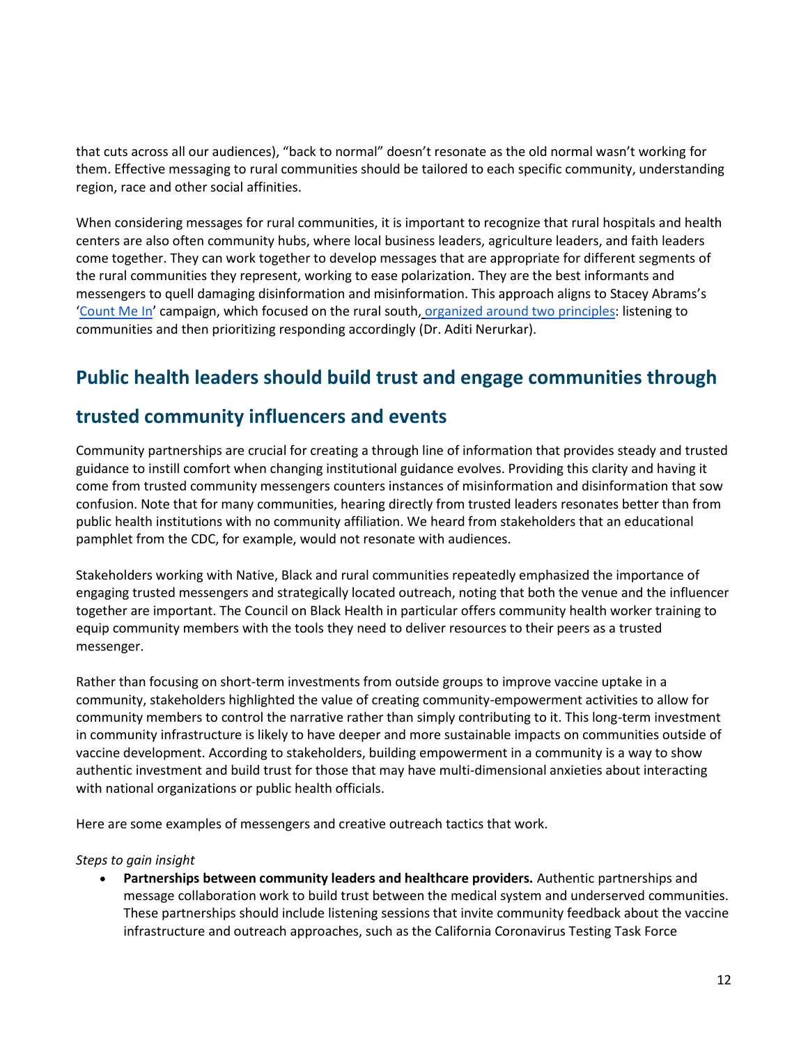that cuts across all our audiences), “back to normal” doesn’t resonate as the old normal wasn’t working for them. Effective messaging to rural communities should be tailored to each specific community, understanding region, race and other social affinities.

When considering messages for rural communities, it is important to recognize that rural hospitals and health centers are also often community hubs, where local business leaders, agriculture leaders, and faith leaders come together. They can work together to develop messages that are appropriate for different segments of the rural communities they represent, working to ease polarization. They are the best informants and messengers to quell damaging disinformation and misinformation. This approach aligns to Stacey Abrams’s ‘Count Me In’ campaign, which focused on the rural south, organized around two principles: listening to communities and then prioritizing responding accordingly (Dr. Aditi Nerurkar).

## Public health leaders should build trust and engage communities through trusted community influencers and events

Community partnerships are crucial for creating a through line of information that provides steady and trusted guidance to instill comfort when changing institutional guidance evolves. Providing this clarity and having it come from trusted community messengers counters instances of misinformation and disinformation that sow confusion. Note that for many communities, hearing directly from trusted leaders resonates better than from public health institutions with no community affiliation. We heard from stakeholders that an educational pamphlet from the CDC, for example, would not resonate with audiences.

Stakeholders working with Native, Black and rural communities repeatedly emphasized the importance of engaging trusted messengers and strategically located outreach, noting that both the venue and the influencer together are important. The Council on Black Health in particular offers community health worker training to equip community members with the tools they need to deliver resources to their peers as a trusted messenger.

Rather than focusing on short-term investments from outside groups to improve vaccine uptake in a community, stakeholders highlighted the value of creating community-empowerment activities to allow for community members to control the narrative rather than simply contributing to it. This long-term investment in community infrastructure is likely to have deeper and more sustainable impacts on communities outside of vaccine development. According to stakeholders, building empowerment in a community is a way to show authentic investment and build trust for those that may have multi-dimensional anxieties about interacting with national organizations or public health officials.

Here are some examples of messengers and creative outreach tactics that work.

*Steps to gain insight*

- **Partnerships between community leaders and healthcare providers.** Authentic partnerships and message collaboration work to build trust between the medical system and underserved communities. These partnerships should include listening sessions that invite community feedback about the vaccine infrastructure and outreach approaches, such as the California Coronavirus Testing Task Force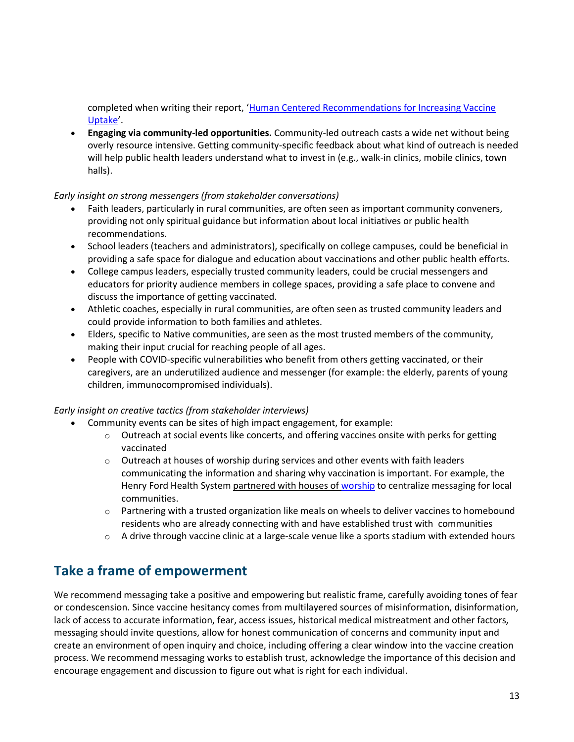completed when writing their report, '[Human Centered Recommendations for Increasing Vaccine Uptake](#)'.

- **Engaging via community-led opportunities.** Community-led outreach casts a wide net without being overly resource intensive. Getting community-specific feedback about what kind of outreach is needed will help public health leaders understand what to invest in (e.g., walk-in clinics, mobile clinics, town halls).

*Early insight on strong messengers (from stakeholder conversations)*

- Faith leaders, particularly in rural communities, are often seen as important community conveners, providing not only spiritual guidance but information about local initiatives or public health recommendations.
- School leaders (teachers and administrators), specifically on college campuses, could be beneficial in providing a safe space for dialogue and education about vaccinations and other public health efforts.
- College campus leaders, especially trusted community leaders, could be crucial messengers and educators for priority audience members in college spaces, providing a safe place to convene and discuss the importance of getting vaccinated.
- Athletic coaches, especially in rural communities, are often seen as trusted community leaders and could provide information to both families and athletes.
- Elders, specific to Native communities, are seen as the most trusted members of the community, making their input crucial for reaching people of all ages.
- People with COVID-specific vulnerabilities who benefit from others getting vaccinated, or their caregivers, are an underutilized audience and messenger (for example: the elderly, parents of young children, immunocompromised individuals).

*Early insight on creative tactics (from stakeholder interviews)*

- Community events can be sites of high impact engagement, for example:
  - Outreach at social events like concerts, and offering vaccines onsite with perks for getting vaccinated
  - Outreach at houses of worship during services and other events with faith leaders communicating the information and sharing why vaccination is important. For example, the Henry Ford Health System [partnered with houses of worship](#) to centralize messaging for local communities.
  - Partnering with a trusted organization like meals on wheels to deliver vaccines to homebound residents who are already connecting with and have established trust with communities
  - A drive through vaccine clinic at a large-scale venue like a sports stadium with extended hours

## Take a frame of empowerment

We recommend messaging take a positive and empowering but realistic frame, carefully avoiding tones of fear or condescension. Since vaccine hesitancy comes from multilayered sources of misinformation, disinformation, lack of access to accurate information, fear, access issues, historical medical mistreatment and other factors, messaging should invite questions, allow for honest communication of concerns and community input and create an environment of open inquiry and choice, including offering a clear window into the vaccine creation process. We recommend messaging works to establish trust, acknowledge the importance of this decision and encourage engagement and discussion to figure out what is right for each individual.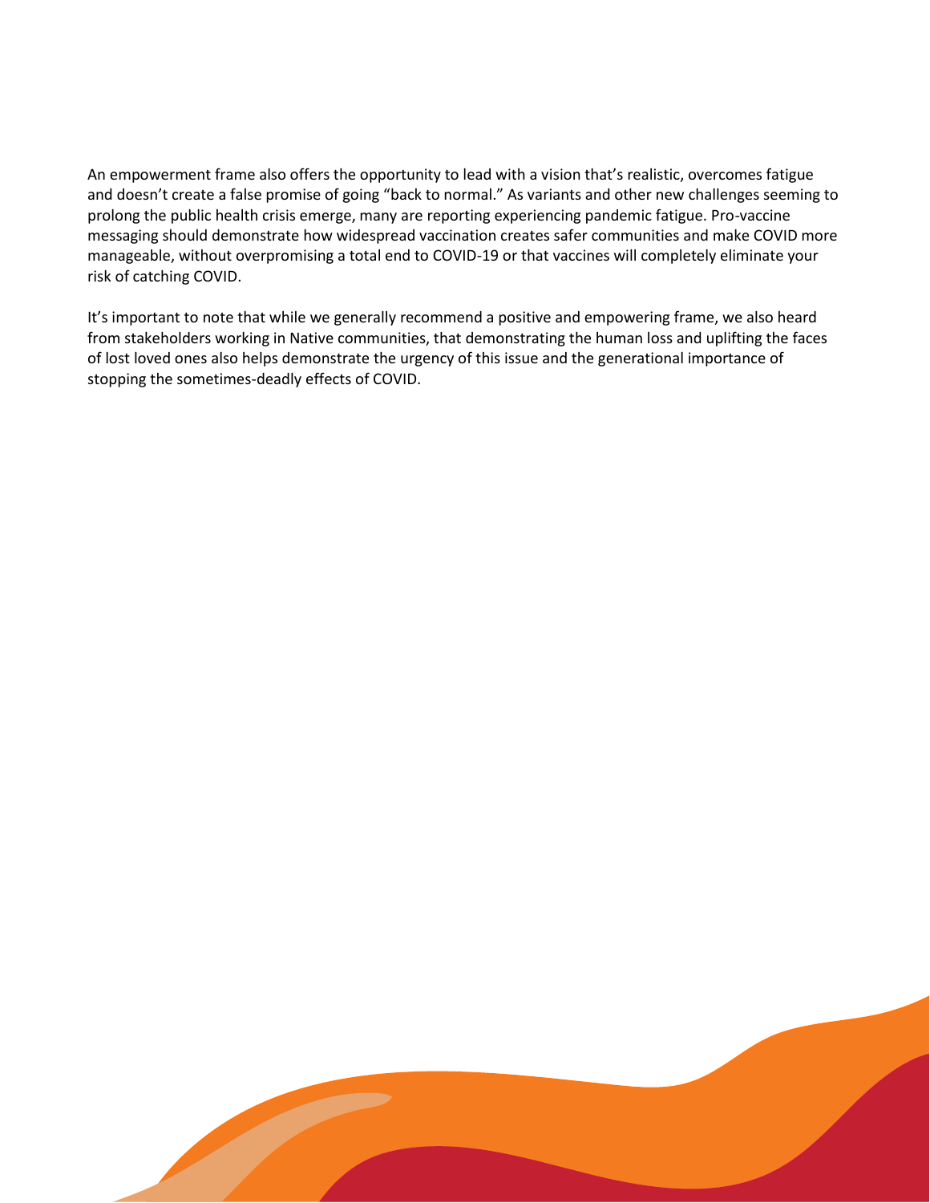An empowerment frame also offers the opportunity to lead with a vision that's realistic, overcomes fatigue and doesn't create a false promise of going "back to normal." As variants and other new challenges seeming to prolong the public health crisis emerge, many are reporting experiencing pandemic fatigue. Pro-vaccine messaging should demonstrate how widespread vaccination creates safer communities and make COVID more manageable, without overpromising a total end to COVID-19 or that vaccines will completely eliminate your risk of catching COVID.

It's important to note that while we generally recommend a positive and empowering frame, we also heard from stakeholders working in Native communities, that demonstrating the human loss and uplifting the faces of lost loved ones also helps demonstrate the urgency of this issue and the generational importance of stopping the sometimes-deadly effects of COVID.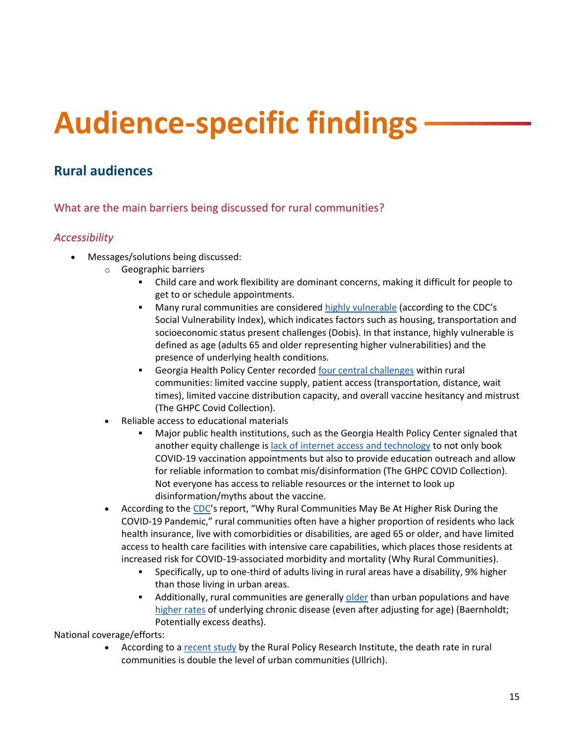# Audience-specific findings

## Rural audiences

### What are the main barriers being discussed for rural communities?

#### *Accessibility*

- Messages/solutions being discussed:
    - Geographic barriers
        - Child care and work flexibility are dominant concerns, making it difficult for people to get to or schedule appointments.
        - Many rural communities are considered highly vulnerable (according to the CDC's Social Vulnerability Index), which indicates factors such as housing, transportation and socioeconomic status present challenges (Dobis). In that instance, highly vulnerable is defined as age (adults 65 and older representing higher vulnerabilities) and the presence of underlying health conditions.
        - Georgia Health Policy Center recorded four central challenges within rural communities: limited vaccine supply, patient access (transportation, distance, wait times), limited vaccine distribution capacity, and overall vaccine hesitancy and mistrust (The GHPC Covid Collection).
    - Reliable access to educational materials
        - Major public health institutions, such as the Georgia Health Policy Center signaled that another equity challenge is lack of internet access and technology to not only book COVID-19 vaccination appointments but also to provide education outreach and allow for reliable information to combat mis/disinformation (The GHPC COVID Collection). Not everyone has access to reliable resources or the internet to look up disinformation/myths about the vaccine.
    - According to the CDC's report, "Why Rural Communities May Be At Higher Risk During the COVID-19 Pandemic," rural communities often have a higher proportion of residents who lack health insurance, live with comorbidities or disabilities, are aged 65 or older, and have limited access to health care facilities with intensive care capabilities, which places those residents at increased risk for COVID-19-associated morbidity and mortality (Why Rural Communities).
        - Specifically, up to one-third of adults living in rural areas have a disability, 9% higher than those living in urban areas.
        - Additionally, rural communities are generally older than urban populations and have higher rates of underlying chronic disease (even after adjusting for age) (Baernholdt; Potentially excess deaths).

National coverage/efforts:

- According to a recent study by the Rural Policy Research Institute, the death rate in rural communities is double the level of urban communities (Ullrich).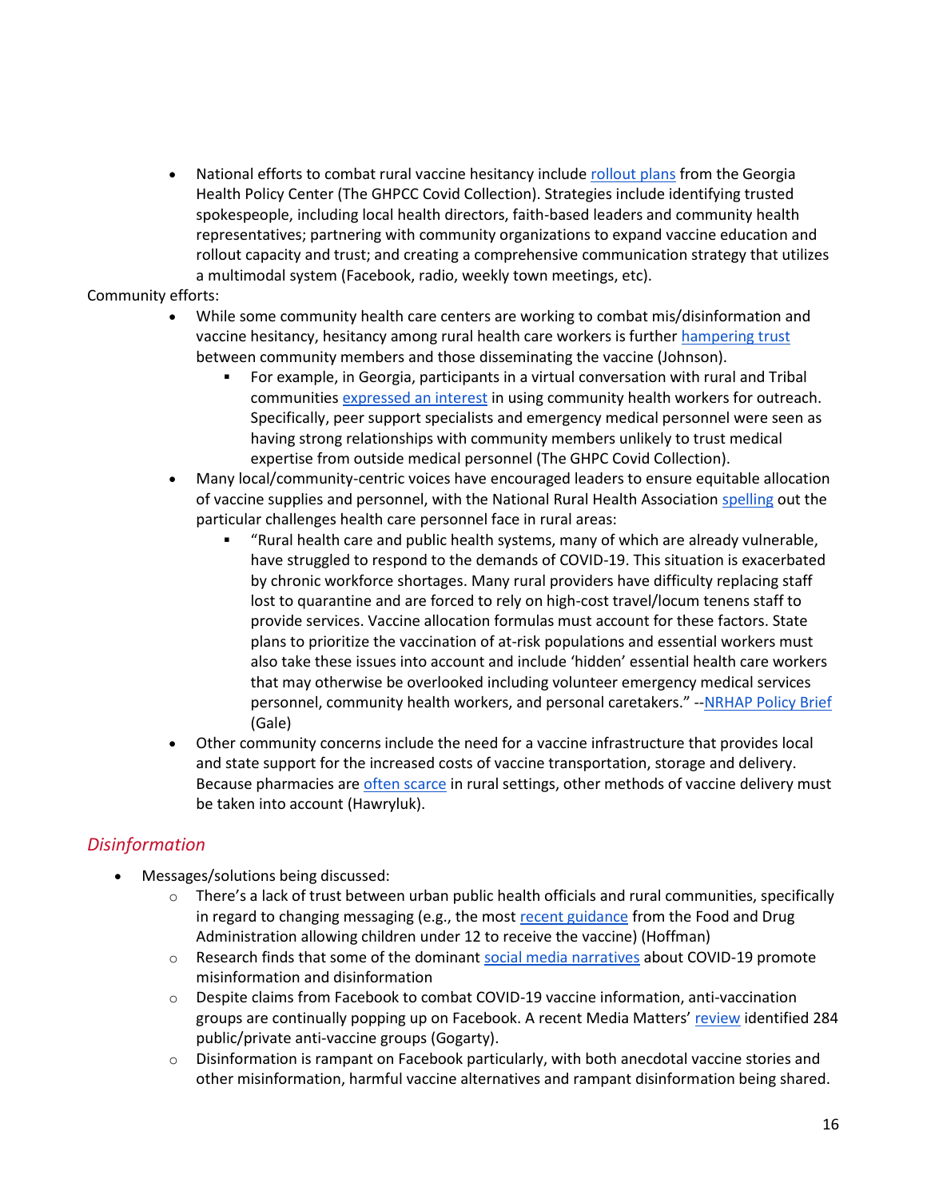- National efforts to combat rural vaccine hesitancy include rollout plans from the Georgia Health Policy Center (The GHPCC Covid Collection). Strategies include identifying trusted spokespeople, including local health directors, faith-based leaders and community health representatives; partnering with community organizations to expand vaccine education and rollout capacity and trust; and creating a comprehensive communication strategy that utilizes a multimodal system (Facebook, radio, weekly town meetings, etc).

Community efforts:

- While some community health care centers are working to combat mis/disinformation and vaccine hesitancy, hesitancy among rural health care workers is further hampering trust between community members and those disseminating the vaccine (Johnson).
    - For example, in Georgia, participants in a virtual conversation with rural and Tribal communities expressed an interest in using community health workers for outreach. Specifically, peer support specialists and emergency medical personnel were seen as having strong relationships with community members unlikely to trust medical expertise from outside medical personnel (The GHPC Covid Collection).
- Many local/community-centric voices have encouraged leaders to ensure equitable allocation of vaccine supplies and personnel, with the National Rural Health Association spelling out the particular challenges health care personnel face in rural areas:
    - "Rural health care and public health systems, many of which are already vulnerable, have struggled to respond to the demands of COVID-19. This situation is exacerbated by chronic workforce shortages. Many rural providers have difficulty replacing staff lost to quarantine and are forced to rely on high-cost travel/locum tenens staff to provide services. Vaccine allocation formulas must account for these factors. State plans to prioritize the vaccination of at-risk populations and essential workers must also take these issues into account and include 'hidden' essential health care workers that may otherwise be overlooked including volunteer emergency medical services personnel, community health workers, and personal caretakers." --NRHAP Policy Brief (Gale)
- Other community concerns include the need for a vaccine infrastructure that provides local and state support for the increased costs of vaccine transportation, storage and delivery. Because pharmacies are often scarce in rural settings, other methods of vaccine delivery must be taken into account (Hawryluk).

## *Disinformation*

- Messages/solutions being discussed:
    - There's a lack of trust between urban public health officials and rural communities, specifically in regard to changing messaging (e.g., the most recent guidance from the Food and Drug Administration allowing children under 12 to receive the vaccine) (Hoffman)
    - Research finds that some of the dominant social media narratives about COVID-19 promote misinformation and disinformation
    - Despite claims from Facebook to combat COVID-19 vaccine information, anti-vaccination groups are continually popping up on Facebook. A recent Media Matters' review identified 284 public/private anti-vaccine groups (Gogarty).
    - Disinformation is rampant on Facebook particularly, with both anecdotal vaccine stories and other misinformation, harmful vaccine alternatives and rampant disinformation being shared.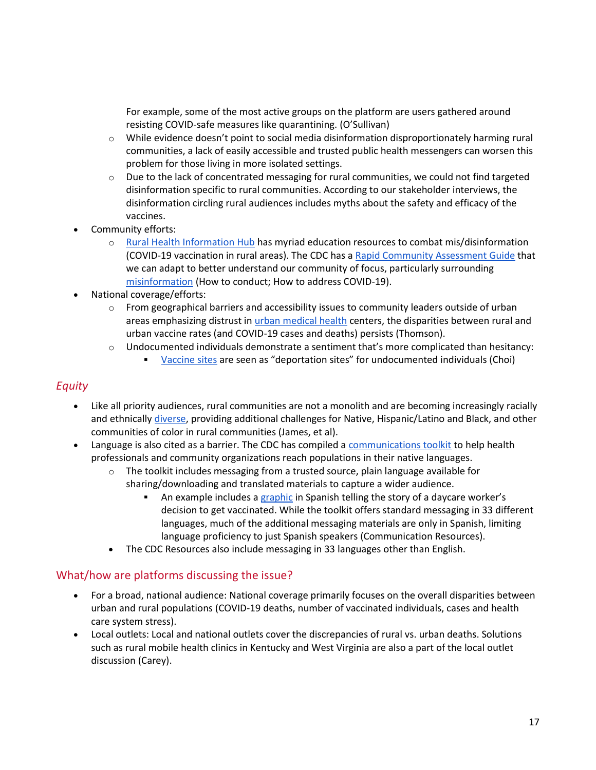- For example, some of the most active groups on the platform are users gathered around resisting COVID-safe measures like quarantining. (O'Sullivan)
  - While evidence doesn't point to social media disinformation disproportionately harming rural communities, a lack of easily accessible and trusted public health messengers can worsen this problem for those living in more isolated settings.
  - Due to the lack of concentrated messaging for rural communities, we could not find targeted disinformation specific to rural communities. According to our stakeholder interviews, the disinformation circling rural audiences includes myths about the safety and efficacy of the vaccines.
- Community efforts:
  - Rural Health Information Hub has myriad education resources to combat mis/disinformation (COVID-19 vaccination in rural areas). The CDC has a Rapid Community Assessment Guide that we can adapt to better understand our community of focus, particularly surrounding misinformation (How to conduct; How to address COVID-19).
- National coverage/efforts:
  - From geographical barriers and accessibility issues to community leaders outside of urban areas emphasizing distrust in urban medical health centers, the disparities between rural and urban vaccine rates (and COVID-19 cases and deaths) persists (Thomson).
  - Undocumented individuals demonstrate a sentiment that's more complicated than hesitancy:
    - Vaccine sites are seen as "deportation sites" for undocumented individuals (Choi)

## *Equity*

- Like all priority audiences, rural communities are not a monolith and are becoming increasingly racially and ethnically diverse, providing additional challenges for Native, Hispanic/Latino and Black, and other communities of color in rural communities (James, et al).
- Language is also cited as a barrier. The CDC has compiled a communications toolkit to help health professionals and community organizations reach populations in their native languages.
  - The toolkit includes messaging from a trusted source, plain language available for sharing/downloading and translated materials to capture a wider audience.
    - An example includes a graphic in Spanish telling the story of a daycare worker's decision to get vaccinated. While the toolkit offers standard messaging in 33 different languages, much of the additional messaging materials are only in Spanish, limiting language proficiency to just Spanish speakers (Communication Resources).
  - The CDC Resources also include messaging in 33 languages other than English.

## What/how are platforms discussing the issue?

- For a broad, national audience: National coverage primarily focuses on the overall disparities between urban and rural populations (COVID-19 deaths, number of vaccinated individuals, cases and health care system stress).
- Local outlets: Local and national outlets cover the discrepancies of rural vs. urban deaths. Solutions such as rural mobile health clinics in Kentucky and West Virginia are also a part of the local outlet discussion (Carey).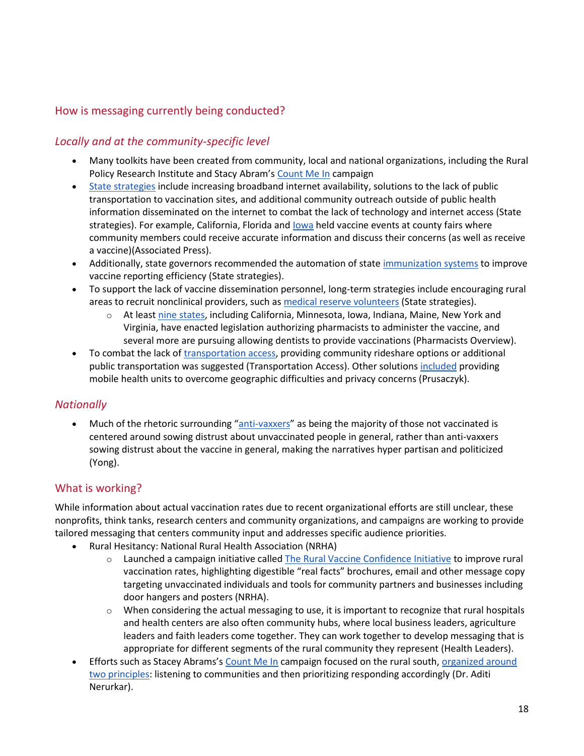## How is messaging currently being conducted?

### *Locally and at the community-specific level*

- Many toolkits have been created from community, local and national organizations, including the Rural Policy Research Institute and Stacy Abram's Count Me In campaign
- State strategies include increasing broadband internet availability, solutions to the lack of public transportation to vaccination sites, and additional community outreach outside of public health information disseminated on the internet to combat the lack of technology and internet access (State strategies). For example, California, Florida and Iowa held vaccine events at county fairs where community members could receive accurate information and discuss their concerns (as well as receive a vaccine)(Associated Press).
- Additionally, state governors recommended the automation of state immunization systems to improve vaccine reporting efficiency (State strategies).
- To support the lack of vaccine dissemination personnel, long-term strategies include encouraging rural areas to recruit nonclinical providers, such as medical reserve volunteers (State strategies).
    - At least nine states, including California, Minnesota, Iowa, Indiana, Maine, New York and Virginia, have enacted legislation authorizing pharmacists to administer the vaccine, and several more are pursuing allowing dentists to provide vaccinations (Pharmacists Overview).
- To combat the lack of transportation access, providing community rideshare options or additional public transportation was suggested (Transportation Access). Other solutions included providing mobile health units to overcome geographic difficulties and privacy concerns (Prusaczyk).

### *Nationally*

- Much of the rhetoric surrounding "anti-vaxxers" as being the majority of those not vaccinated is centered around sowing distrust about unvaccinated people in general, rather than anti-vaxxers sowing distrust about the vaccine in general, making the narratives hyper partisan and politicized (Yong).

## What is working?

While information about actual vaccination rates due to recent organizational efforts are still unclear, these nonprofits, think tanks, research centers and community organizations, and campaigns are working to provide tailored messaging that centers community input and addresses specific audience priorities.

- Rural Hesitancy: National Rural Health Association (NRHA)
    - Launched a campaign initiative called The Rural Vaccine Confidence Initiative to improve rural vaccination rates, highlighting digestible "real facts" brochures, email and other message copy targeting unvaccinated individuals and tools for community partners and businesses including door hangers and posters (NRHA).
    - When considering the actual messaging to use, it is important to recognize that rural hospitals and health centers are also often community hubs, where local business leaders, agriculture leaders and faith leaders come together. They can work together to develop messaging that is appropriate for different segments of the rural community they represent (Health Leaders).
- Efforts such as Stacey Abrams's Count Me In campaign focused on the rural south, organized around two principles: listening to communities and then prioritizing responding accordingly (Dr. Aditi Nerurkar).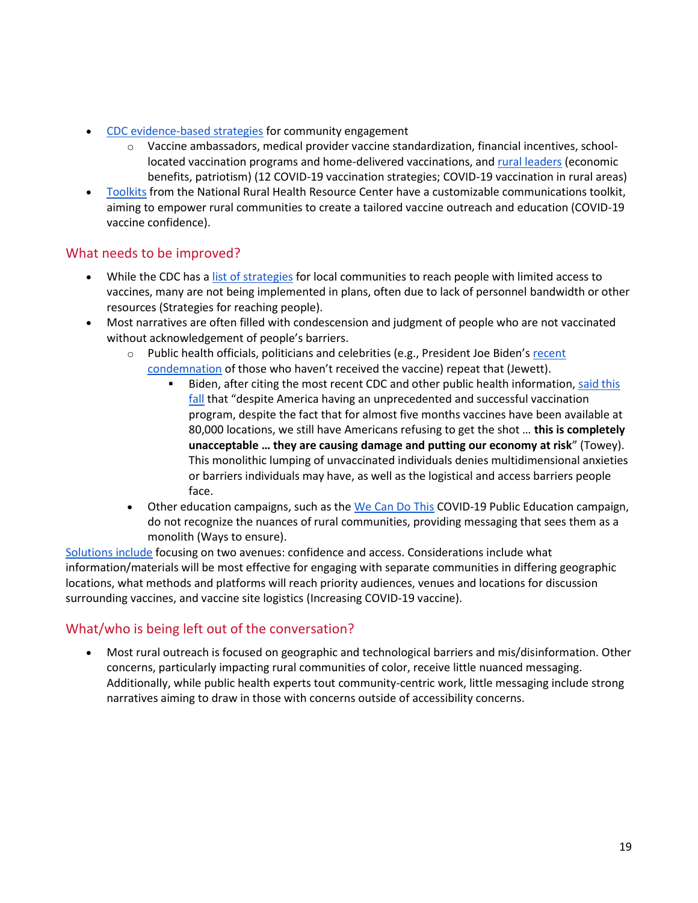- CDC evidence-based strategies for community engagement
    - Vaccine ambassadors, medical provider vaccine standardization, financial incentives, school-located vaccination programs and home-delivered vaccinations, and rural leaders (economic benefits, patriotism) (12 COVID-19 vaccination strategies; COVID-19 vaccination in rural areas)
- Toolkits from the National Rural Health Resource Center have a customizable communications toolkit, aiming to empower rural communities to create a tailored vaccine outreach and education (COVID-19 vaccine confidence).

## What needs to be improved?

- While the CDC has a list of strategies for local communities to reach people with limited access to vaccines, many are not being implemented in plans, often due to lack of personnel bandwidth or other resources (Strategies for reaching people).
- Most narratives are often filled with condescension and judgment of people who are not vaccinated without acknowledgement of people's barriers.
    - Public health officials, politicians and celebrities (e.g., President Joe Biden's recent condemnation of those who haven't received the vaccine) repeat that (Jewett).
        - Biden, after citing the most recent CDC and other public health information, said this fall that "despite America having an unprecedented and successful vaccination program, despite the fact that for almost five months vaccines have been available at 80,000 locations, we still have Americans refusing to get the shot … **this is completely unacceptable … they are causing damage and putting our economy at risk**" (Towey). This monolithic lumping of unvaccinated individuals denies multidimensional anxieties or barriers individuals may have, as well as the logistical and access barriers people face.
    - Other education campaigns, such as the We Can Do This COVID-19 Public Education campaign, do not recognize the nuances of rural communities, providing messaging that sees them as a monolith (Ways to ensure).

Solutions include focusing on two avenues: confidence and access. Considerations include what information/materials will be most effective for engaging with separate communities in differing geographic locations, what methods and platforms will reach priority audiences, venues and locations for discussion surrounding vaccines, and vaccine site logistics (Increasing COVID-19 vaccine).

## What/who is being left out of the conversation?

- Most rural outreach is focused on geographic and technological barriers and mis/disinformation. Other concerns, particularly impacting rural communities of color, receive little nuanced messaging. Additionally, while public health experts tout community-centric work, little messaging include strong narratives aiming to draw in those with concerns outside of accessibility concerns.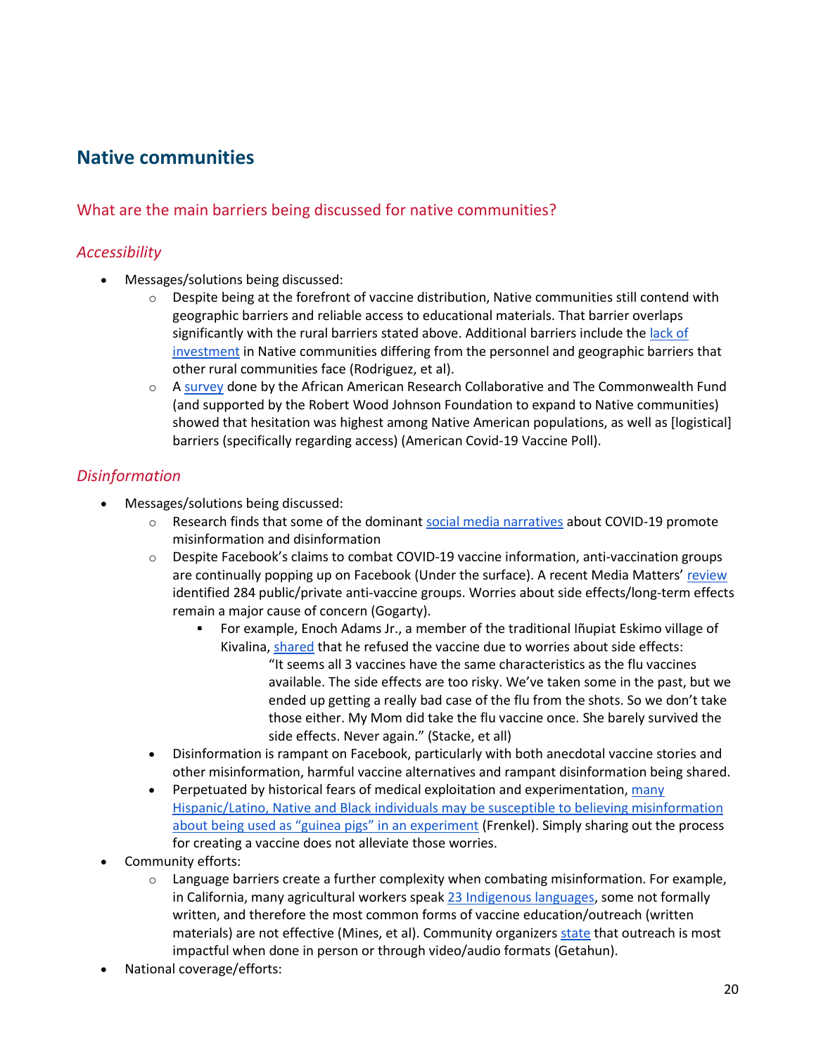## Native communities

### What are the main barriers being discussed for native communities?

#### *Accessibility*

- Messages/solutions being discussed:
  - Despite being at the forefront of vaccine distribution, Native communities still contend with geographic barriers and reliable access to educational materials. That barrier overlaps significantly with the rural barriers stated above. Additional barriers include the lack of investment in Native communities differing from the personnel and geographic barriers that other rural communities face (Rodriguez, et al).
  - A survey done by the African American Research Collaborative and The Commonwealth Fund (and supported by the Robert Wood Johnson Foundation to expand to Native communities) showed that hesitation was highest among Native American populations, as well as [logistical] barriers (specifically regarding access) (American Covid-19 Vaccine Poll).

#### *Disinformation*

- Messages/solutions being discussed:
  - Research finds that some of the dominant social media narratives about COVID-19 promote misinformation and disinformation
  - Despite Facebook's claims to combat COVID-19 vaccine information, anti-vaccination groups are continually popping up on Facebook (Under the surface). A recent Media Matters' review identified 284 public/private anti-vaccine groups. Worries about side effects/long-term effects remain a major cause of concern (Gogarty).
    - For example, Enoch Adams Jr., a member of the traditional Iñupiat Eskimo village of Kivalina, shared that he refused the vaccine due to worries about side effects:

      > "It seems all 3 vaccines have the same characteristics as the flu vaccines available. The side effects are too risky. We've taken some in the past, but we ended up getting a really bad case of the flu from the shots. So we don't take those either. My Mom did take the flu vaccine once. She barely survived the side effects. Never again." (Stacke, et all)
  - Disinformation is rampant on Facebook, particularly with both anecdotal vaccine stories and other misinformation, harmful vaccine alternatives and rampant disinformation being shared.
  - Perpetuated by historical fears of medical exploitation and experimentation, many Hispanic/Latino, Native and Black individuals may be susceptible to believing misinformation about being used as "guinea pigs" in an experiment (Frenkel). Simply sharing out the process for creating a vaccine does not alleviate those worries.
- Community efforts:
  - Language barriers create a further complexity when combating misinformation. For example, in California, many agricultural workers speak 23 Indigenous languages, some not formally written, and therefore the most common forms of vaccine education/outreach (written materials) are not effective (Mines, et al). Community organizers state that outreach is most impactful when done in person or through video/audio formats (Getahun).
- National coverage/efforts: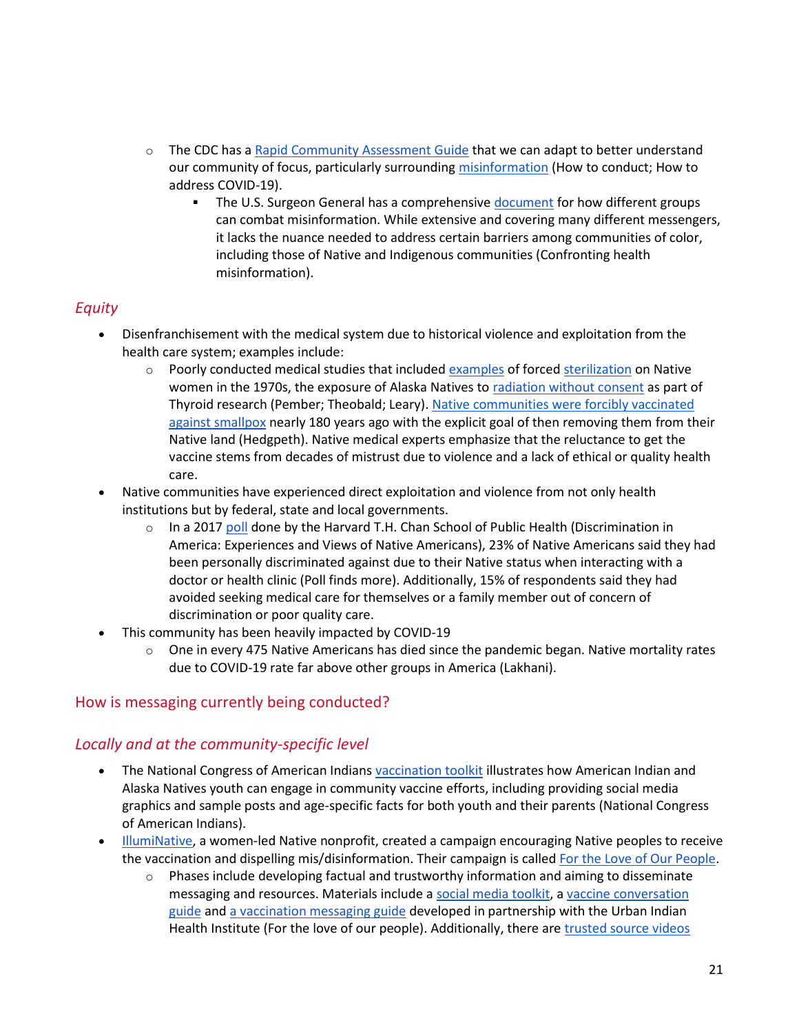- The CDC has a Rapid Community Assessment Guide that we can adapt to better understand our community of focus, particularly surrounding misinformation (How to conduct; How to address COVID-19).
  - The U.S. Surgeon General has a comprehensive document for how different groups can combat misinformation. While extensive and covering many different messengers, it lacks the nuance needed to address certain barriers among communities of color, including those of Native and Indigenous communities (Confronting health misinformation).

## *Equity*

- Disenfranchisement with the medical system due to historical violence and exploitation from the health care system; examples include:
  - Poorly conducted medical studies that included examples of forced sterilization on Native women in the 1970s, the exposure of Alaska Natives to radiation without consent as part of Thyroid research (Pember; Theobald; Leary). Native communities were forcibly vaccinated against smallpox nearly 180 years ago with the explicit goal of then removing them from their Native land (Hedgpeth). Native medical experts emphasize that the reluctance to get the vaccine stems from decades of mistrust due to violence and a lack of ethical or quality health care.
- Native communities have experienced direct exploitation and violence from not only health institutions but by federal, state and local governments.
  - In a 2017 poll done by the Harvard T.H. Chan School of Public Health (Discrimination in America: Experiences and Views of Native Americans), 23% of Native Americans said they had been personally discriminated against due to their Native status when interacting with a doctor or health clinic (Poll finds more). Additionally, 15% of respondents said they had avoided seeking medical care for themselves or a family member out of concern of discrimination or poor quality care.
- This community has been heavily impacted by COVID-19
  - One in every 475 Native Americans has died since the pandemic began. Native mortality rates due to COVID-19 rate far above other groups in America (Lakhani).

## How is messaging currently being conducted?

## *Locally and at the community-specific level*

- The National Congress of American Indians vaccination toolkit illustrates how American Indian and Alaska Natives youth can engage in community vaccine efforts, including providing social media graphics and sample posts and age-specific facts for both youth and their parents (National Congress of American Indians).
- IllumiNative, a women-led Native nonprofit, created a campaign encouraging Native peoples to receive the vaccination and dispelling mis/disinformation. Their campaign is called For the Love of Our People.
  - Phases include developing factual and trustworthy information and aiming to disseminate messaging and resources. Materials include a social media toolkit, a vaccine conversation guide and a vaccination messaging guide developed in partnership with the Urban Indian Health Institute (For the love of our people). Additionally, there are trusted source videos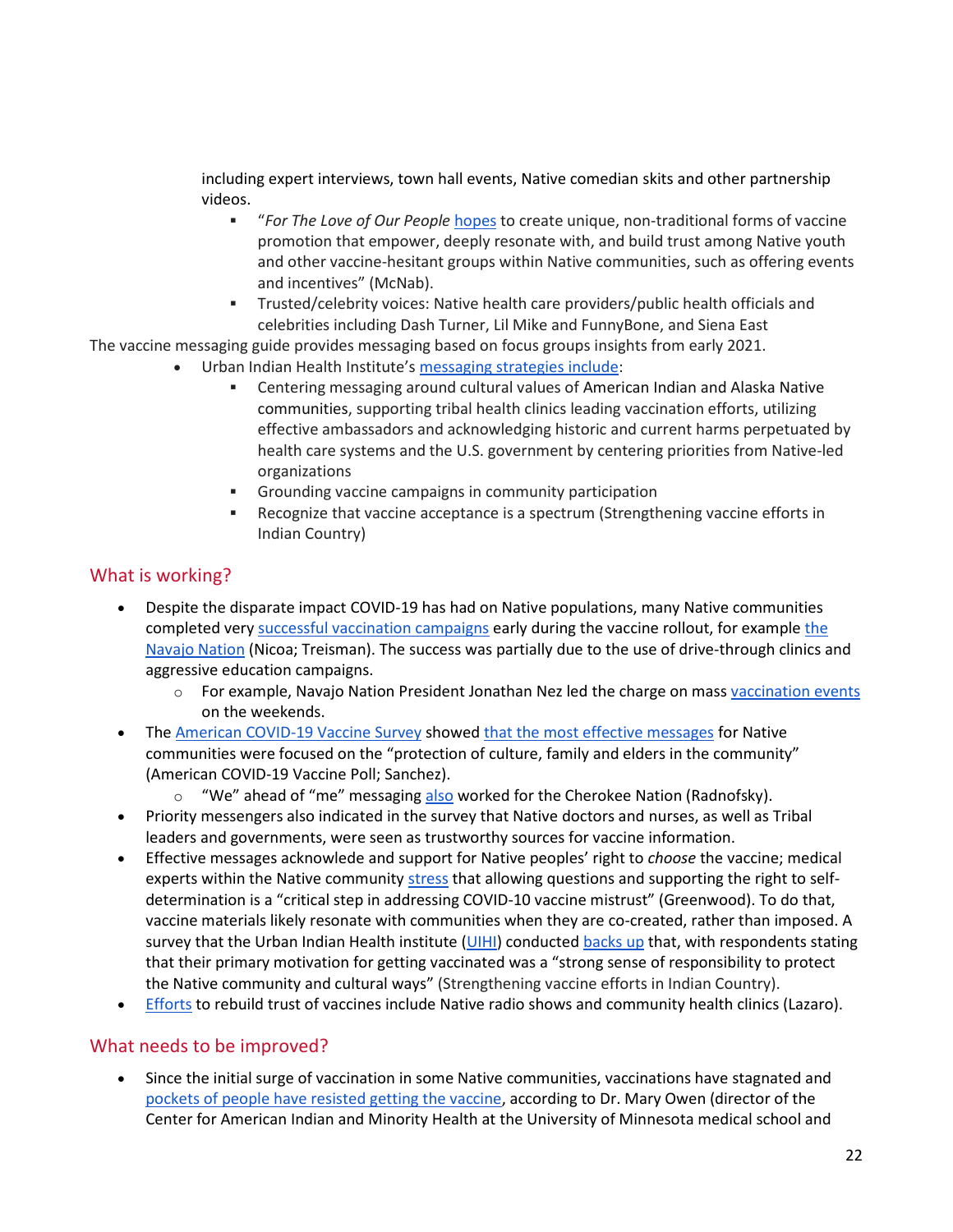including expert interviews, town hall events, Native comedian skits and other partnership videos.

    - "*For The Love of Our People* hopes to create unique, non-traditional forms of vaccine promotion that empower, deeply resonate with, and build trust among Native youth and other vaccine-hesitant groups within Native communities, such as offering events and incentives" (McNab).
    - Trusted/celebrity voices: Native health care providers/public health officials and celebrities including Dash Turner, Lil Mike and FunnyBone, and Siena East

The vaccine messaging guide provides messaging based on focus groups insights from early 2021.

- Urban Indian Health Institute's messaging strategies include:
    - Centering messaging around cultural values of American Indian and Alaska Native communities, supporting tribal health clinics leading vaccination efforts, utilizing effective ambassadors and acknowledging historic and current harms perpetuated by health care systems and the U.S. government by centering priorities from Native-led organizations
    - Grounding vaccine campaigns in community participation
    - Recognize that vaccine acceptance is a spectrum (Strengthening vaccine efforts in Indian Country)

## What is working?

- Despite the disparate impact COVID-19 has had on Native populations, many Native communities completed very successful vaccination campaigns early during the vaccine rollout, for example the Navajo Nation (Nicoa; Treisman). The success was partially due to the use of drive-through clinics and aggressive education campaigns.
    - For example, Navajo Nation President Jonathan Nez led the charge on mass vaccination events on the weekends.
- The American COVID-19 Vaccine Survey showed that the most effective messages for Native communities were focused on the "protection of culture, family and elders in the community" (American COVID-19 Vaccine Poll; Sanchez).
    - "We" ahead of "me" messaging also worked for the Cherokee Nation (Radnofsky).
- Priority messengers also indicated in the survey that Native doctors and nurses, as well as Tribal leaders and governments, were seen as trustworthy sources for vaccine information.
- Effective messages acknowledge and support for Native peoples' right to *choose* the vaccine; medical experts within the Native community stress that allowing questions and supporting the right to self-determination is a "critical step in addressing COVID-10 vaccine mistrust" (Greenwood). To do that, vaccine materials likely resonate with communities when they are co-created, rather than imposed. A survey that the Urban Indian Health institute (UIHI) conducted backs up that, with respondents stating that their primary motivation for getting vaccinated was a "strong sense of responsibility to protect the Native community and cultural ways" (Strengthening vaccine efforts in Indian Country).
- Efforts to rebuild trust of vaccines include Native radio shows and community health clinics (Lazaro).

## What needs to be improved?

- Since the initial surge of vaccination in some Native communities, vaccinations have stagnated and pockets of people have resisted getting the vaccine, according to Dr. Mary Owen (director of the Center for American Indian and Minority Health at the University of Minnesota medical school and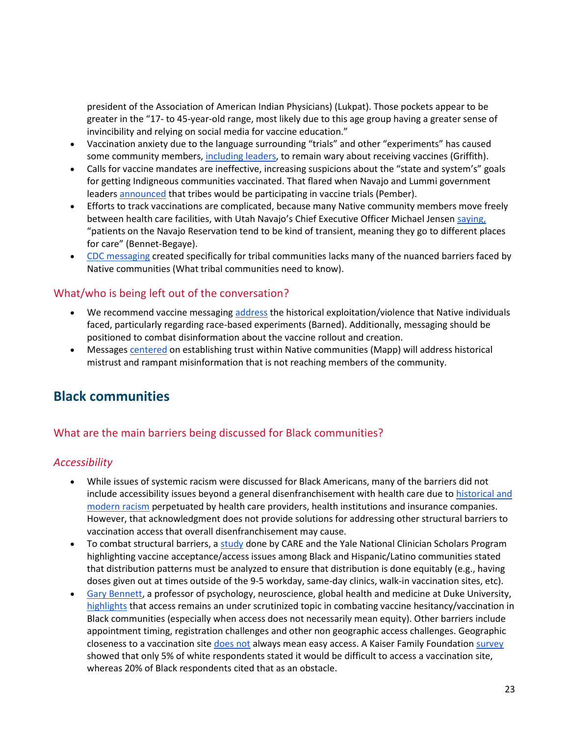president of the Association of American Indian Physicians) (Lukpat). Those pockets appear to be greater in the "17- to 45-year-old range, most likely due to this age group having a greater sense of invincibility and relying on social media for vaccine education."

- Vaccination anxiety due to the language surrounding "trials" and other "experiments" has caused some community members, including leaders, to remain wary about receiving vaccines (Griffith).
- Calls for vaccine mandates are ineffective, increasing suspicions about the "state and system's" goals for getting Indigneous communities vaccinated. That flared when Navajo and Lummi government leaders announced that tribes would be participating in vaccine trials (Pember).
- Efforts to track vaccinations are complicated, because many Native community members move freely between health care facilities, with Utah Navajo's Chief Executive Officer Michael Jensen saying, "patients on the Navajo Reservation tend to be kind of transient, meaning they go to different places for care" (Bennet-Begaye).
- CDC messaging created specifically for tribal communities lacks many of the nuanced barriers faced by Native communities (What tribal communities need to know).

### What/who is being left out of the conversation?

- We recommend vaccine messaging address the historical exploitation/violence that Native individuals faced, particularly regarding race-based experiments (Barned). Additionally, messaging should be positioned to combat disinformation about the vaccine rollout and creation.
- Messages centered on establishing trust within Native communities (Mapp) will address historical mistrust and rampant misinformation that is not reaching members of the community.

## Black communities

### What are the main barriers being discussed for Black communities?

#### *Accessibility*

- While issues of systemic racism were discussed for Black Americans, many of the barriers did not include accessibility issues beyond a general disenfranchisement with health care due to historical and modern racism perpetuated by health care providers, health institutions and insurance companies. However, that acknowledgment does not provide solutions for addressing other structural barriers to vaccination access that overall disenfranchisement may cause.
- To combat structural barriers, a study done by CARE and the Yale National Clinician Scholars Program highlighting vaccine acceptance/access issues among Black and Hispanic/Latino communities stated that distribution patterns must be analyzed to ensure that distribution is done equitably (e.g., having doses given out at times outside of the 9-5 workday, same-day clinics, walk-in vaccination sites, etc).
- Gary Bennett, a professor of psychology, neuroscience, global health and medicine at Duke University, highlights that access remains an under scrutinized topic in combating vaccine hesitancy/vaccination in Black communities (especially when access does not necessarily mean equity). Other barriers include appointment timing, registration challenges and other non geographic access challenges. Geographic closeness to a vaccination site does not always mean easy access. A Kaiser Family Foundation survey showed that only 5% of white respondents stated it would be difficult to access a vaccination site, whereas 20% of Black respondents cited that as an obstacle.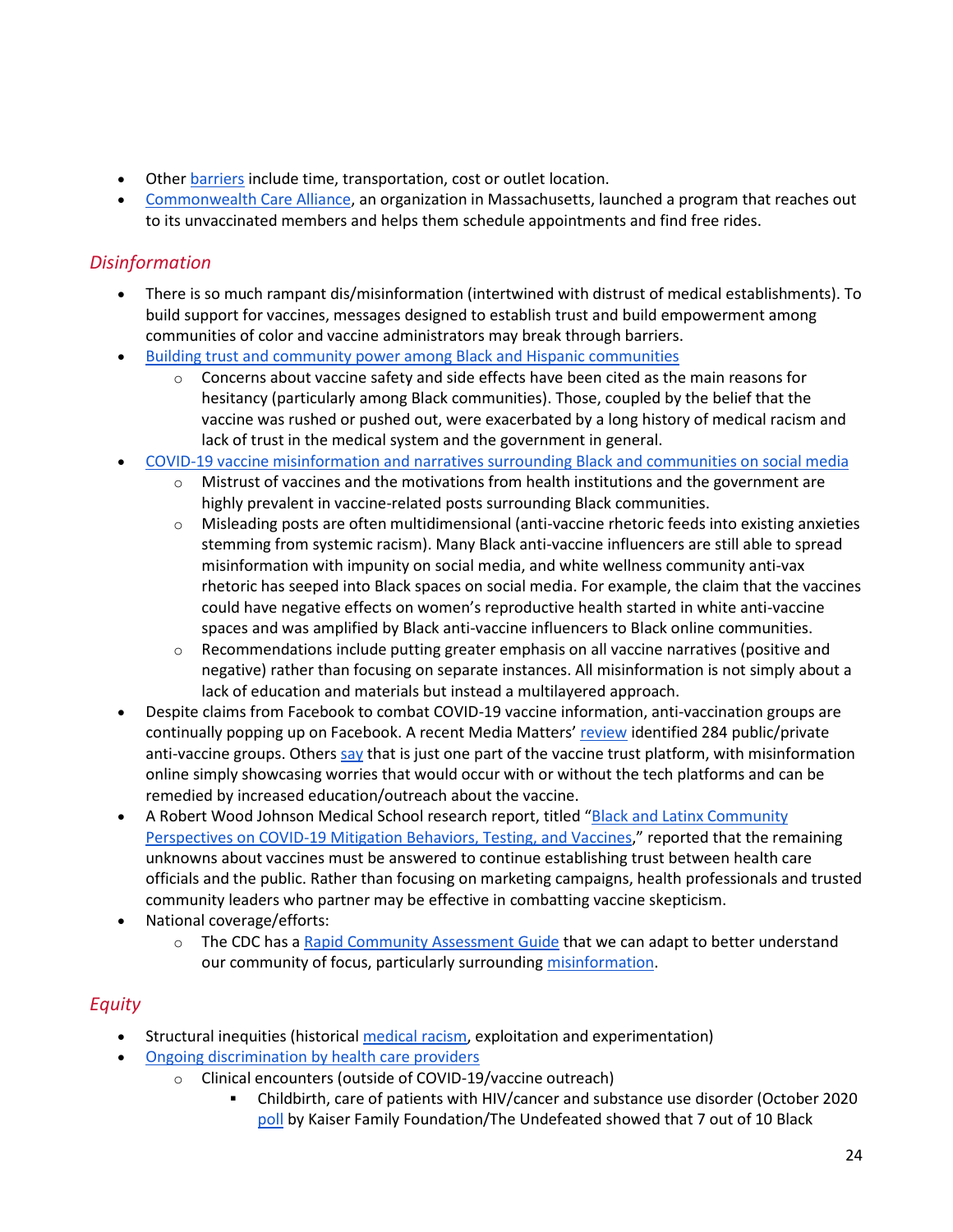- Other barriers include time, transportation, cost or outlet location.
- Commonwealth Care Alliance, an organization in Massachusetts, launched a program that reaches out to its unvaccinated members and helps them schedule appointments and find free rides.

## *Disinformation*

- There is so much rampant dis/misinformation (intertwined with distrust of medical establishments). To build support for vaccines, messages designed to establish trust and build empowerment among communities of color and vaccine administrators may break through barriers.
- Building trust and community power among Black and Hispanic communities
  - Concerns about vaccine safety and side effects have been cited as the main reasons for hesitancy (particularly among Black communities). Those, coupled by the belief that the vaccine was rushed or pushed out, were exacerbated by a long history of medical racism and lack of trust in the medical system and the government in general.
- COVID-19 vaccine misinformation and narratives surrounding Black and communities on social media
  - Mistrust of vaccines and the motivations from health institutions and the government are highly prevalent in vaccine-related posts surrounding Black communities.
  - Misleading posts are often multidimensional (anti-vaccine rhetoric feeds into existing anxieties stemming from systemic racism). Many Black anti-vaccine influencers are still able to spread misinformation with impunity on social media, and white wellness community anti-vax rhetoric has seeped into Black spaces on social media. For example, the claim that the vaccines could have negative effects on women's reproductive health started in white anti-vaccine spaces and was amplified by Black anti-vaccine influencers to Black online communities.
  - Recommendations include putting greater emphasis on all vaccine narratives (positive and negative) rather than focusing on separate instances. All misinformation is not simply about a lack of education and materials but instead a multilayered approach.
- Despite claims from Facebook to combat COVID-19 vaccine information, anti-vaccination groups are continually popping up on Facebook. A recent Media Matters' review identified 284 public/private anti-vaccine groups. Others say that is just one part of the vaccine trust platform, with misinformation online simply showcasing worries that would occur with or without the tech platforms and can be remedied by increased education/outreach about the vaccine.
- A Robert Wood Johnson Medical School research report, titled "Black and Latinx Community Perspectives on COVID-19 Mitigation Behaviors, Testing, and Vaccines," reported that the remaining unknowns about vaccines must be answered to continue establishing trust between health care officials and the public. Rather than focusing on marketing campaigns, health professionals and trusted community leaders who partner may be effective in combatting vaccine skepticism.
- National coverage/efforts:
  - The CDC has a Rapid Community Assessment Guide that we can adapt to better understand our community of focus, particularly surrounding misinformation.

## *Equity*

- Structural inequities (historical medical racism, exploitation and experimentation)
- Ongoing discrimination by health care providers
  - Clinical encounters (outside of COVID-19/vaccine outreach)
    - Childbirth, care of patients with HIV/cancer and substance use disorder (October 2020 poll by Kaiser Family Foundation/The Undefeated showed that 7 out of 10 Black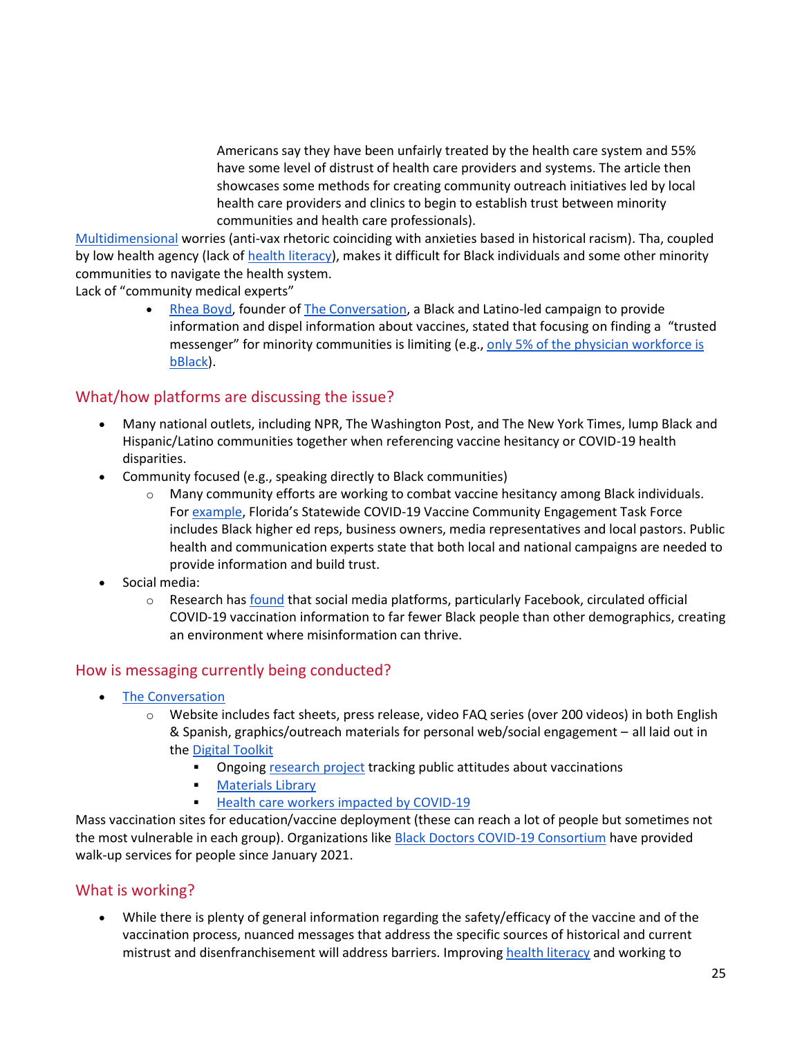Americans say they have been unfairly treated by the health care system and 55% have some level of distrust of health care providers and systems. The article then showcases some methods for creating community outreach initiatives led by local health care providers and clinics to begin to establish trust between minority communities and health care professionals).

Multidimensional worries (anti-vax rhetoric coinciding with anxieties based in historical racism). Tha, coupled by low health agency (lack of health literacy), makes it difficult for Black individuals and some other minority communities to navigate the health system.

Lack of "community medical experts"

- Rhea Boyd, founder of The Conversation, a Black and Latino-led campaign to provide information and dispel information about vaccines, stated that focusing on finding a "trusted messenger" for minority communities is limiting (e.g., only 5% of the physician workforce is bBlack).

## What/how platforms are discussing the issue?

- Many national outlets, including NPR, The Washington Post, and The New York Times, lump Black and Hispanic/Latino communities together when referencing vaccine hesitancy or COVID-19 health disparities.
- Community focused (e.g., speaking directly to Black communities)
  - Many community efforts are working to combat vaccine hesitancy among Black individuals. For example, Florida's Statewide COVID-19 Vaccine Community Engagement Task Force includes Black higher ed reps, business owners, media representatives and local pastors. Public health and communication experts state that both local and national campaigns are needed to provide information and build trust.
- Social media:
  - Research has found that social media platforms, particularly Facebook, circulated official COVID-19 vaccination information to far fewer Black people than other demographics, creating an environment where misinformation can thrive.

## How is messaging currently being conducted?

- The Conversation
  - Website includes fact sheets, press release, video FAQ series (over 200 videos) in both English & Spanish, graphics/outreach materials for personal web/social engagement – all laid out in the Digital Toolkit
    - Ongoing research project tracking public attitudes about vaccinations
    - Materials Library
    - Health care workers impacted by COVID-19

Mass vaccination sites for education/vaccine deployment (these can reach a lot of people but sometimes not the most vulnerable in each group). Organizations like Black Doctors COVID-19 Consortium have provided walk-up services for people since January 2021.

## What is working?

- While there is plenty of general information regarding the safety/efficacy of the vaccine and of the vaccination process, nuanced messages that address the specific sources of historical and current mistrust and disenfranchisement will address barriers. Improving health literacy and working to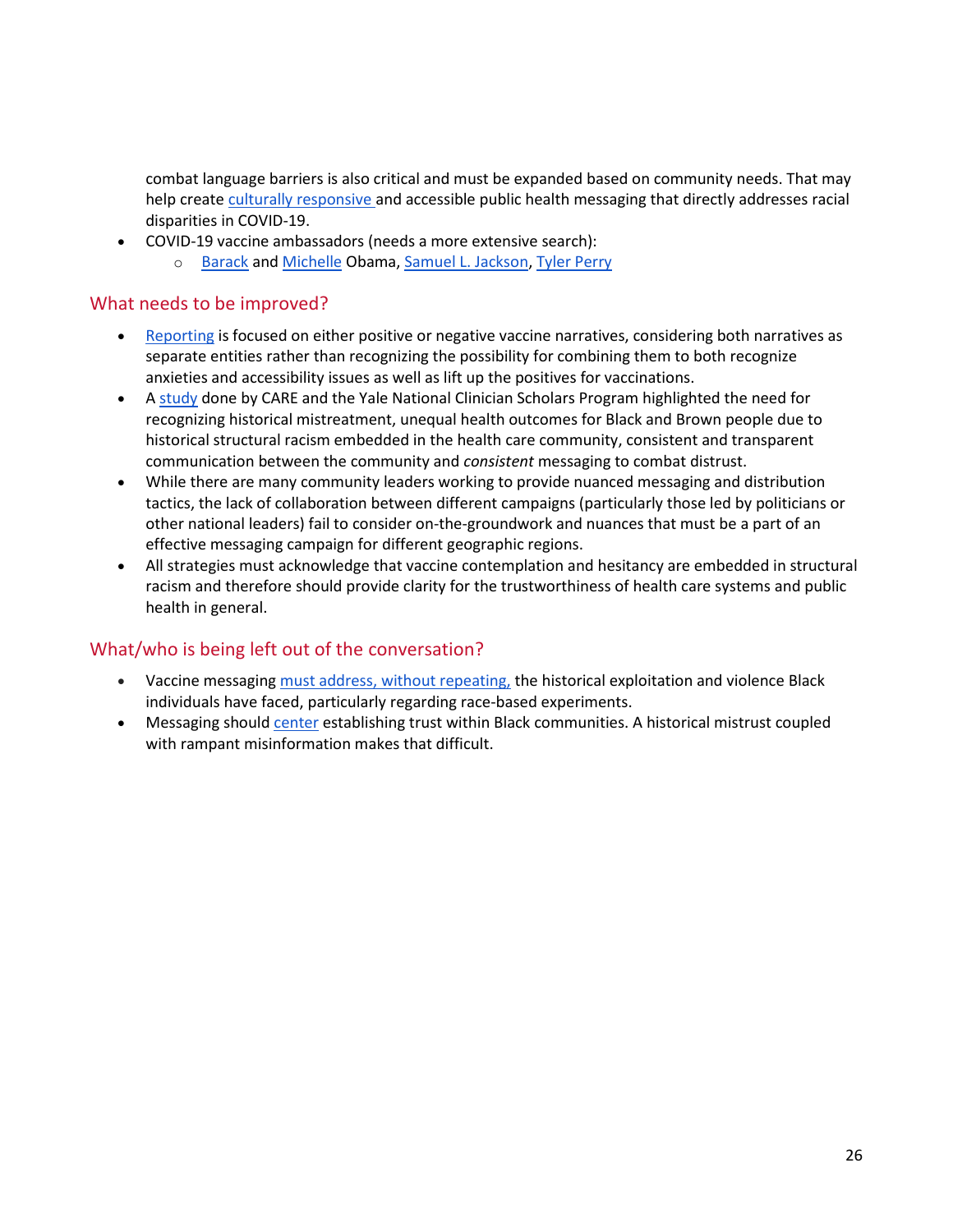combat language barriers is also critical and must be expanded based on community needs. That may help create culturally responsive and accessible public health messaging that directly addresses racial disparities in COVID-19.

- COVID-19 vaccine ambassadors (needs a more extensive search):
  - Barack and Michelle Obama, Samuel L. Jackson, Tyler Perry

## What needs to be improved?

- Reporting is focused on either positive or negative vaccine narratives, considering both narratives as separate entities rather than recognizing the possibility for combining them to both recognize anxieties and accessibility issues as well as lift up the positives for vaccinations.
- A study done by CARE and the Yale National Clinician Scholars Program highlighted the need for recognizing historical mistreatment, unequal health outcomes for Black and Brown people due to historical structural racism embedded in the health care community, consistent and transparent communication between the community and *consistent* messaging to combat distrust.
- While there are many community leaders working to provide nuanced messaging and distribution tactics, the lack of collaboration between different campaigns (particularly those led by politicians or other national leaders) fail to consider on-the-groundwork and nuances that must be a part of an effective messaging campaign for different geographic regions.
- All strategies must acknowledge that vaccine contemplation and hesitancy are embedded in structural racism and therefore should provide clarity for the trustworthiness of health care systems and public health in general.

## What/who is being left out of the conversation?

- Vaccine messaging must address, without repeating, the historical exploitation and violence Black individuals have faced, particularly regarding race-based experiments.
- Messaging should center establishing trust within Black communities. A historical mistrust coupled with rampant misinformation makes that difficult.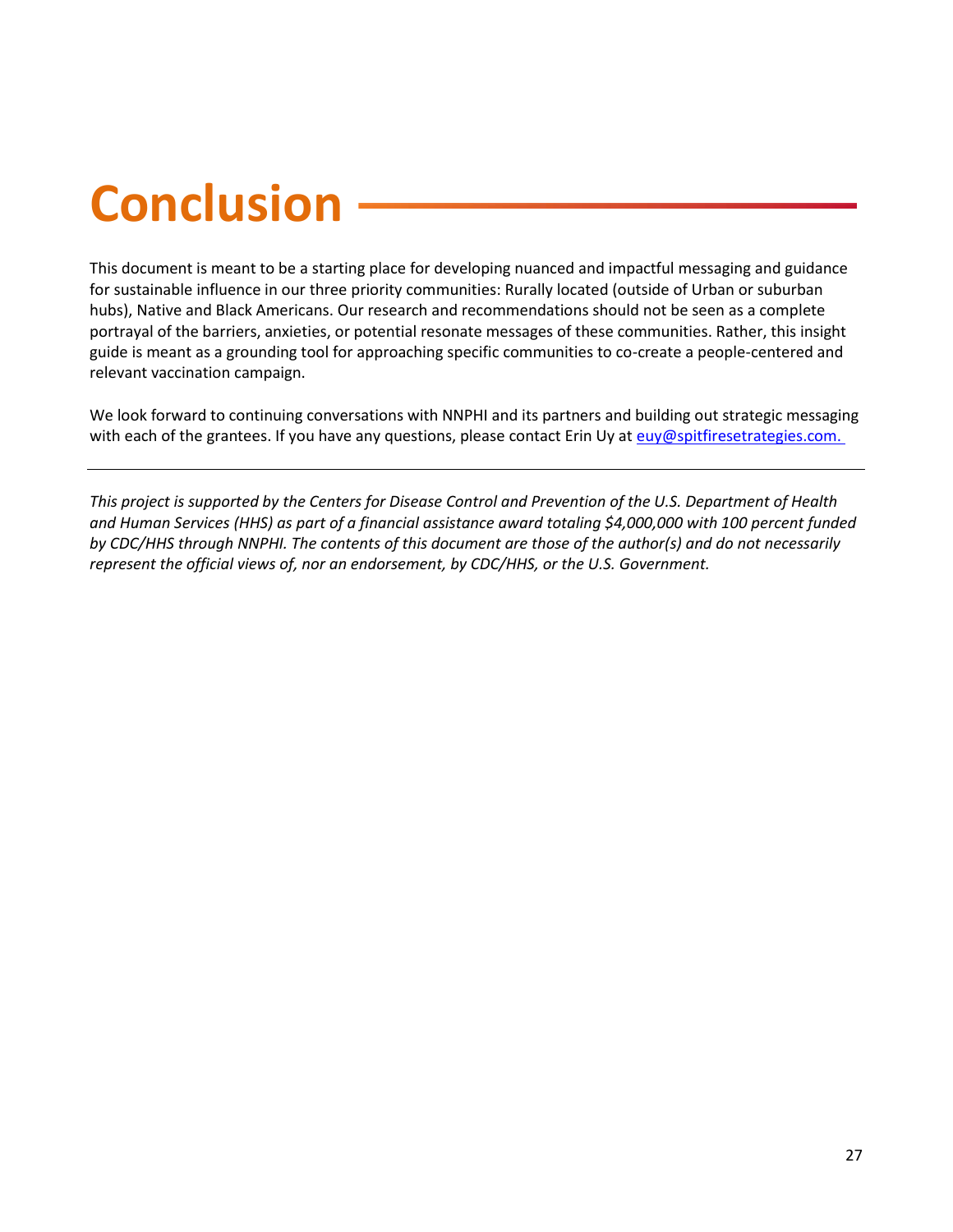# Conclusion

This document is meant to be a starting place for developing nuanced and impactful messaging and guidance for sustainable influence in our three priority communities: Rurally located (outside of Urban or suburban hubs), Native and Black Americans. Our research and recommendations should not be seen as a complete portrayal of the barriers, anxieties, or potential resonate messages of these communities. Rather, this insight guide is meant as a grounding tool for approaching specific communities to co-create a people-centered and relevant vaccination campaign.

We look forward to continuing conversations with NNPHI and its partners and building out strategic messaging with each of the grantees. If you have any questions, please contact Erin Uy at [euy@spitfiresetrategies.com.](mailto:euy@spitfiresetrategies.com)

---

*This project is supported by the Centers for Disease Control and Prevention of the U.S. Department of Health and Human Services (HHS) as part of a financial assistance award totaling $4,000,000 with 100 percent funded by CDC/HHS through NNPHI. The contents of this document are those of the author(s) and do not necessarily represent the official views of, nor an endorsement, by CDC/HHS, or the U.S. Government.*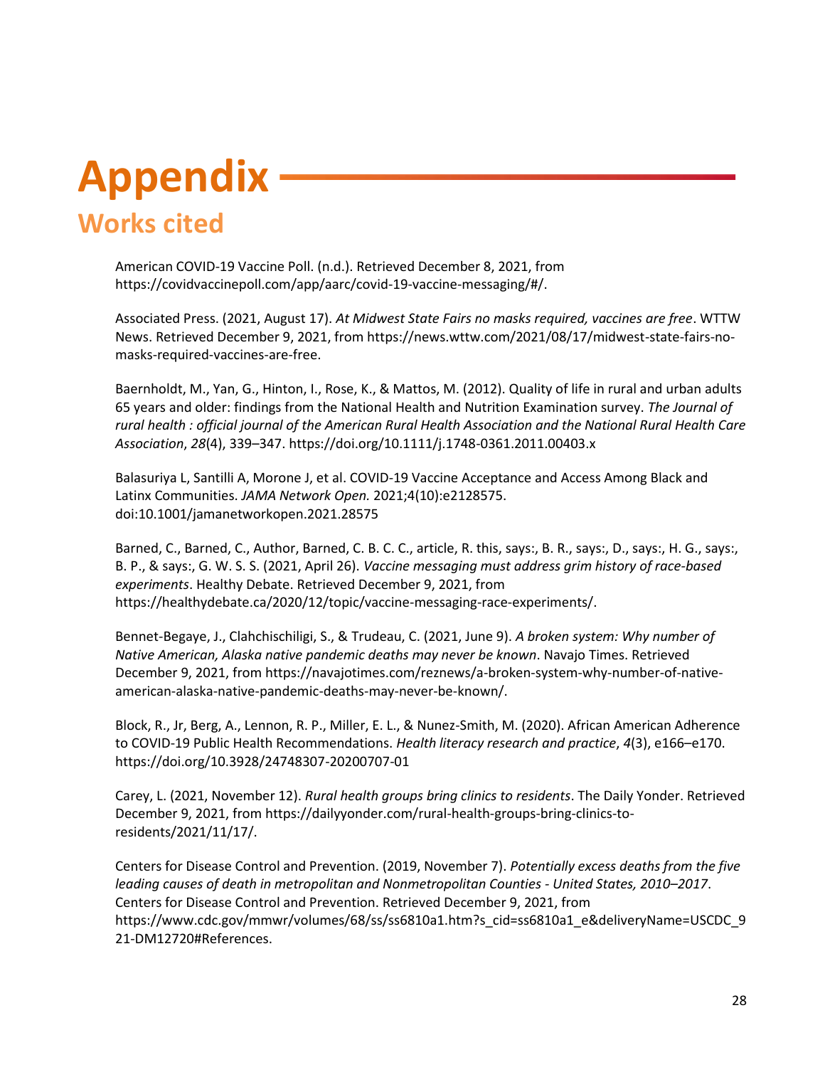# Appendix

## Works cited

American COVID-19 Vaccine Poll. (n.d.). Retrieved December 8, 2021, from https://covidvaccinepoll.com/app/aarc/covid-19-vaccine-messaging/#/.

Associated Press. (2021, August 17). *At Midwest State Fairs no masks required, vaccines are free*. WTTW News. Retrieved December 9, 2021, from https://news.wttw.com/2021/08/17/midwest-state-fairs-no-masks-required-vaccines-are-free.

Baernholdt, M., Yan, G., Hinton, I., Rose, K., & Mattos, M. (2012). Quality of life in rural and urban adults 65 years and older: findings from the National Health and Nutrition Examination survey. *The Journal of rural health : official journal of the American Rural Health Association and the National Rural Health Care Association*, *28*(4), 339–347. https://doi.org/10.1111/j.1748-0361.2011.00403.x

Balasuriya L, Santilli A, Morone J, et al. COVID-19 Vaccine Acceptance and Access Among Black and Latinx Communities. *JAMA Network Open.* 2021;4(10):e2128575. doi:10.1001/jamanetworkopen.2021.28575

Barned, C., Barned, C., Author, Barned, C. B. C. C., article, R. this, says:, B. R., says:, D., says:, H. G., says:, B. P., & says:, G. W. S. S. (2021, April 26). *Vaccine messaging must address grim history of race-based experiments*. Healthy Debate. Retrieved December 9, 2021, from https://healthydebate.ca/2020/12/topic/vaccine-messaging-race-experiments/.

Bennet-Begaye, J., Clahchischiligi, S., & Trudeau, C. (2021, June 9). *A broken system: Why number of Native American, Alaska native pandemic deaths may never be known*. Navajo Times. Retrieved December 9, 2021, from https://navajotimes.com/reznews/a-broken-system-why-number-of-native-american-alaska-native-pandemic-deaths-may-never-be-known/.

Block, R., Jr, Berg, A., Lennon, R. P., Miller, E. L., & Nunez-Smith, M. (2020). African American Adherence to COVID-19 Public Health Recommendations. *Health literacy research and practice*, *4*(3), e166–e170. https://doi.org/10.3928/24748307-20200707-01

Carey, L. (2021, November 12). *Rural health groups bring clinics to residents*. The Daily Yonder. Retrieved December 9, 2021, from https://dailyyonder.com/rural-health-groups-bring-clinics-to-residents/2021/11/17/.

Centers for Disease Control and Prevention. (2019, November 7). *Potentially excess deaths from the five leading causes of death in metropolitan and Nonmetropolitan Counties - United States, 2010–2017*. Centers for Disease Control and Prevention. Retrieved December 9, 2021, from https://www.cdc.gov/mmwr/volumes/68/ss/ss6810a1.htm?s_cid=ss6810a1_e&deliveryName=USCDC_921-DM12720#References.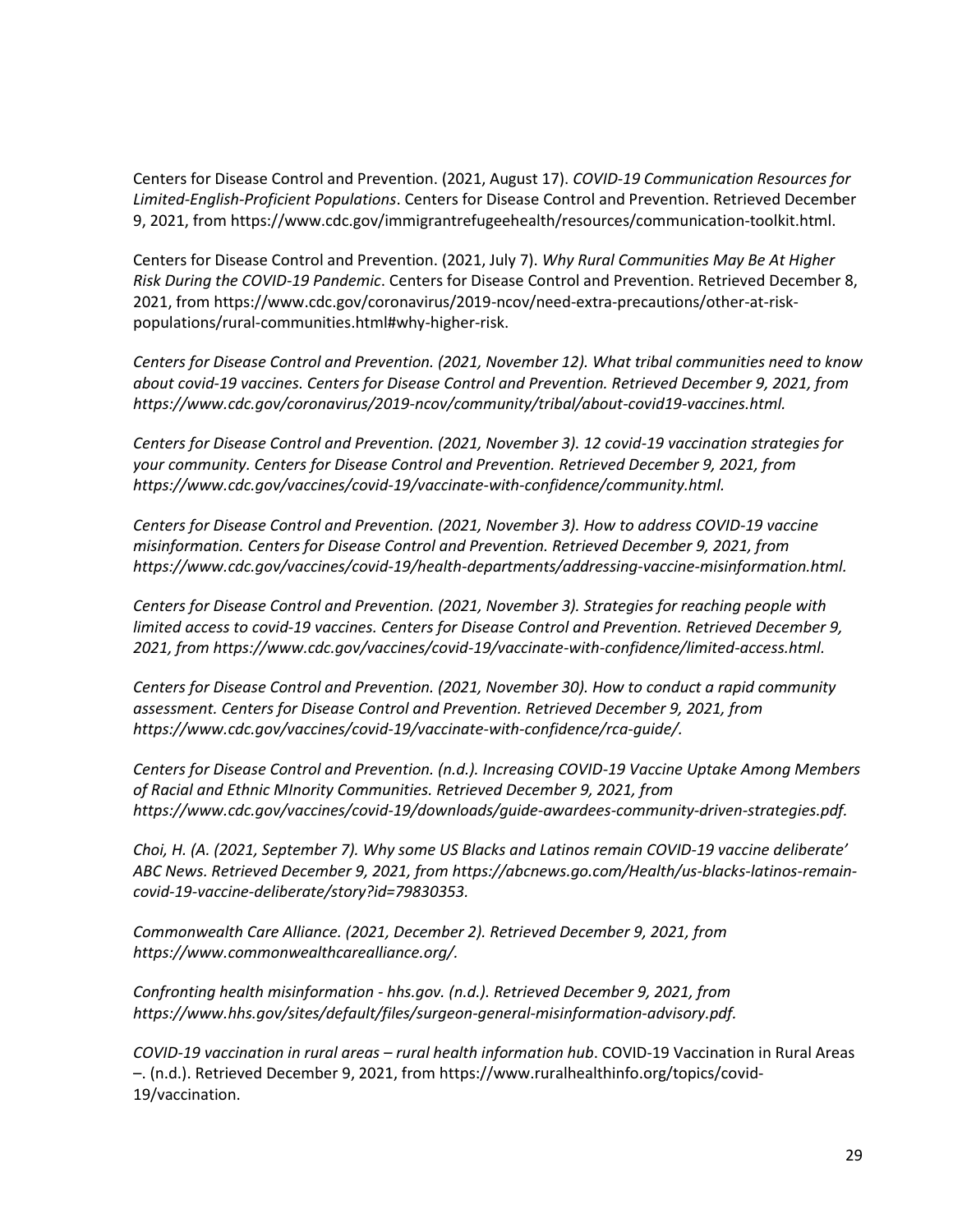Centers for Disease Control and Prevention. (2021, August 17). *COVID-19 Communication Resources for Limited-English-Proficient Populations*. Centers for Disease Control and Prevention. Retrieved December 9, 2021, from https://www.cdc.gov/immigrantrefugeehealth/resources/communication-toolkit.html.

Centers for Disease Control and Prevention. (2021, July 7). *Why Rural Communities May Be At Higher Risk During the COVID-19 Pandemic*. Centers for Disease Control and Prevention. Retrieved December 8, 2021, from https://www.cdc.gov/coronavirus/2019-ncov/need-extra-precautions/other-at-risk-populations/rural-communities.html#why-higher-risk.

*Centers for Disease Control and Prevention. (2021, November 12). What tribal communities need to know about covid-19 vaccines. Centers for Disease Control and Prevention. Retrieved December 9, 2021, from https://www.cdc.gov/coronavirus/2019-ncov/community/tribal/about-covid19-vaccines.html.*

*Centers for Disease Control and Prevention. (2021, November 3). 12 covid-19 vaccination strategies for your community. Centers for Disease Control and Prevention. Retrieved December 9, 2021, from https://www.cdc.gov/vaccines/covid-19/vaccinate-with-confidence/community.html.*

*Centers for Disease Control and Prevention. (2021, November 3). How to address COVID-19 vaccine misinformation. Centers for Disease Control and Prevention. Retrieved December 9, 2021, from https://www.cdc.gov/vaccines/covid-19/health-departments/addressing-vaccine-misinformation.html.*

*Centers for Disease Control and Prevention. (2021, November 3). Strategies for reaching people with limited access to covid-19 vaccines. Centers for Disease Control and Prevention. Retrieved December 9, 2021, from https://www.cdc.gov/vaccines/covid-19/vaccinate-with-confidence/limited-access.html.*

*Centers for Disease Control and Prevention. (2021, November 30). How to conduct a rapid community assessment. Centers for Disease Control and Prevention. Retrieved December 9, 2021, from https://www.cdc.gov/vaccines/covid-19/vaccinate-with-confidence/rca-guide/.*

*Centers for Disease Control and Prevention. (n.d.). Increasing COVID-19 Vaccine Uptake Among Members of Racial and Ethnic MInority Communities. Retrieved December 9, 2021, from https://www.cdc.gov/vaccines/covid-19/downloads/guide-awardees-community-driven-strategies.pdf.*

*Choi, H. (A. (2021, September 7). Why some US Blacks and Latinos remain COVID-19 vaccine deliberate' ABC News. Retrieved December 9, 2021, from https://abcnews.go.com/Health/us-blacks-latinos-remain-covid-19-vaccine-deliberate/story?id=79830353.*

*Commonwealth Care Alliance. (2021, December 2). Retrieved December 9, 2021, from https://www.commonwealthcarealliance.org/.*

*Confronting health misinformation - hhs.gov. (n.d.). Retrieved December 9, 2021, from https://www.hhs.gov/sites/default/files/surgeon-general-misinformation-advisory.pdf.*

*COVID-19 vaccination in rural areas – rural health information hub*. COVID-19 Vaccination in Rural Areas –. (n.d.). Retrieved December 9, 2021, from https://www.ruralhealthinfo.org/topics/covid-19/vaccination.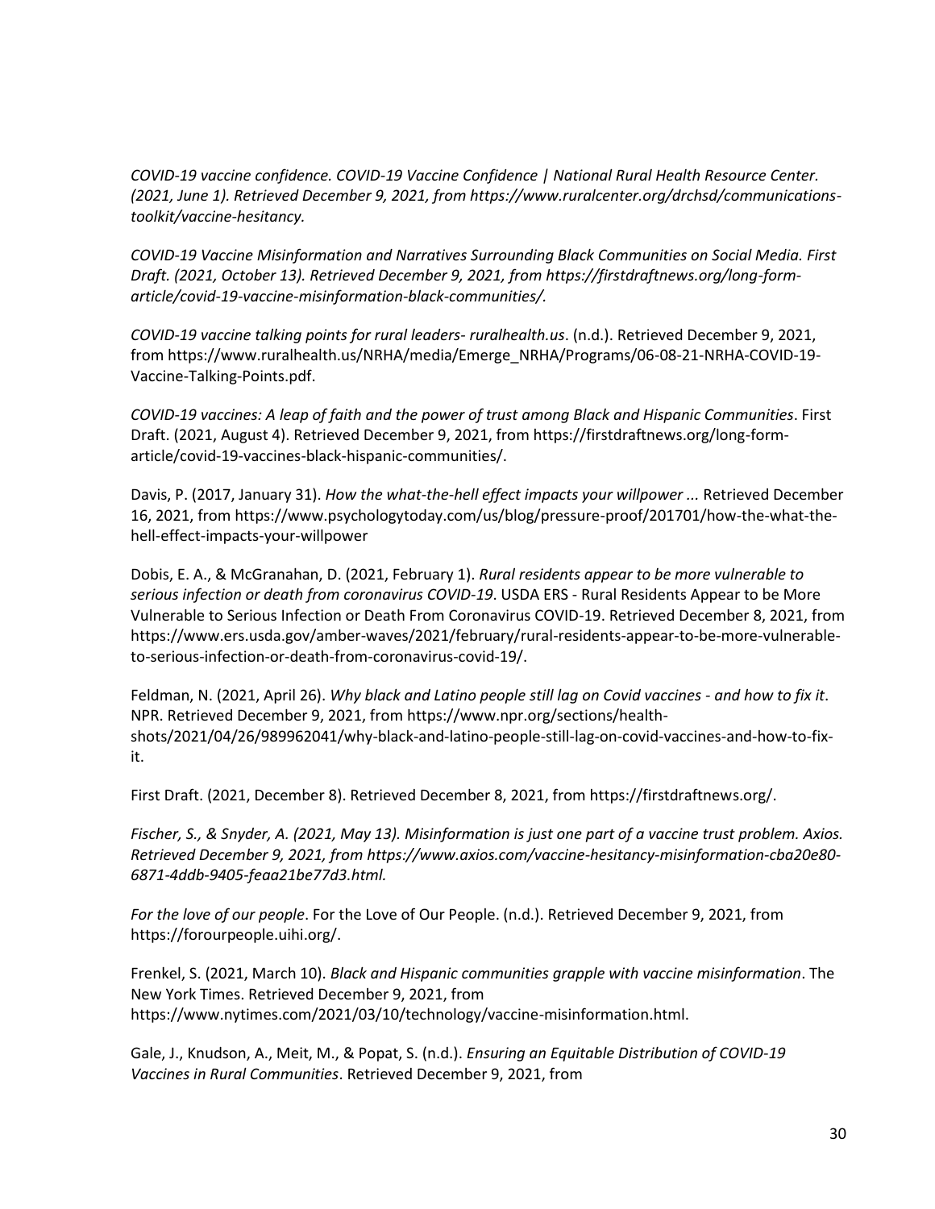*COVID-19 vaccine confidence. COVID-19 Vaccine Confidence | National Rural Health Resource Center. (2021, June 1). Retrieved December 9, 2021, from https://www.ruralcenter.org/drchsd/communications-toolkit/vaccine-hesitancy.*

*COVID-19 Vaccine Misinformation and Narratives Surrounding Black Communities on Social Media. First Draft. (2021, October 13). Retrieved December 9, 2021, from https://firstdraftnews.org/long-form-article/covid-19-vaccine-misinformation-black-communities/.*

*COVID-19 vaccine talking points for rural leaders- ruralhealth.us*. (n.d.). Retrieved December 9, 2021, from https://www.ruralhealth.us/NRHA/media/Emerge_NRHA/Programs/06-08-21-NRHA-COVID-19-Vaccine-Talking-Points.pdf.

*COVID-19 vaccines: A leap of faith and the power of trust among Black and Hispanic Communities*. First Draft. (2021, August 4). Retrieved December 9, 2021, from https://firstdraftnews.org/long-form-article/covid-19-vaccines-black-hispanic-communities/.

Davis, P. (2017, January 31). *How the what-the-hell effect impacts your willpower ...* Retrieved December 16, 2021, from https://www.psychologytoday.com/us/blog/pressure-proof/201701/how-the-what-the-hell-effect-impacts-your-willpower

Dobis, E. A., & McGranahan, D. (2021, February 1). *Rural residents appear to be more vulnerable to serious infection or death from coronavirus COVID-19*. USDA ERS - Rural Residents Appear to be More Vulnerable to Serious Infection or Death From Coronavirus COVID-19. Retrieved December 8, 2021, from https://www.ers.usda.gov/amber-waves/2021/february/rural-residents-appear-to-be-more-vulnerable-to-serious-infection-or-death-from-coronavirus-covid-19/.

Feldman, N. (2021, April 26). *Why black and Latino people still lag on Covid vaccines - and how to fix it*. NPR. Retrieved December 9, 2021, from https://www.npr.org/sections/health-shots/2021/04/26/989962041/why-black-and-latino-people-still-lag-on-covid-vaccines-and-how-to-fix-it.

First Draft. (2021, December 8). Retrieved December 8, 2021, from https://firstdraftnews.org/.

*Fischer, S., & Snyder, A. (2021, May 13). Misinformation is just one part of a vaccine trust problem. Axios. Retrieved December 9, 2021, from https://www.axios.com/vaccine-hesitancy-misinformation-cba20e80-6871-4ddb-9405-feaa21be77d3.html.*

*For the love of our people*. For the Love of Our People. (n.d.). Retrieved December 9, 2021, from https://forourpeople.uihi.org/.

Frenkel, S. (2021, March 10). *Black and Hispanic communities grapple with vaccine misinformation*. The New York Times. Retrieved December 9, 2021, from https://www.nytimes.com/2021/03/10/technology/vaccine-misinformation.html.

Gale, J., Knudson, A., Meit, M., & Popat, S. (n.d.). *Ensuring an Equitable Distribution of COVID-19 Vaccines in Rural Communities*. Retrieved December 9, 2021, from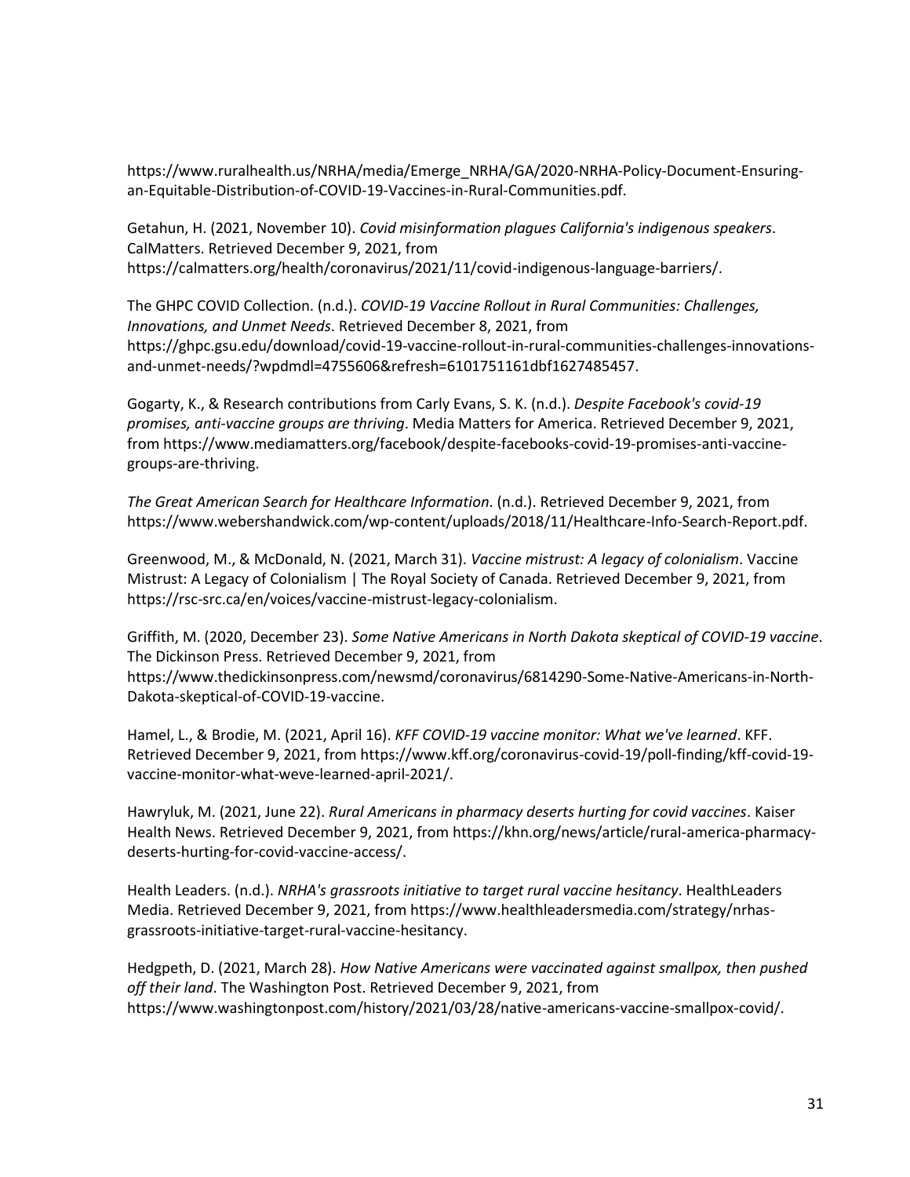https://www.ruralhealth.us/NRHA/media/Emerge_NRHA/GA/2020-NRHA-Policy-Document-Ensuring-an-Equitable-Distribution-of-COVID-19-Vaccines-in-Rural-Communities.pdf.

Getahun, H. (2021, November 10). *Covid misinformation plagues California's indigenous speakers*. CalMatters. Retrieved December 9, 2021, from https://calmatters.org/health/coronavirus/2021/11/covid-indigenous-language-barriers/.

The GHPC COVID Collection. (n.d.). *COVID-19 Vaccine Rollout in Rural Communities: Challenges, Innovations, and Unmet Needs*. Retrieved December 8, 2021, from https://ghpc.gsu.edu/download/covid-19-vaccine-rollout-in-rural-communities-challenges-innovations-and-unmet-needs/?wpdmdl=4755606&refresh=6101751161dbf1627485457.

Gogarty, K., & Research contributions from Carly Evans, S. K. (n.d.). *Despite Facebook's covid-19 promises, anti-vaccine groups are thriving*. Media Matters for America. Retrieved December 9, 2021, from https://www.mediamatters.org/facebook/despite-facebooks-covid-19-promises-anti-vaccine-groups-are-thriving.

*The Great American Search for Healthcare Information*. (n.d.). Retrieved December 9, 2021, from https://www.webershandwick.com/wp-content/uploads/2018/11/Healthcare-Info-Search-Report.pdf.

Greenwood, M., & McDonald, N. (2021, March 31). *Vaccine mistrust: A legacy of colonialism*. Vaccine Mistrust: A Legacy of Colonialism | The Royal Society of Canada. Retrieved December 9, 2021, from https://rsc-src.ca/en/voices/vaccine-mistrust-legacy-colonialism.

Griffith, M. (2020, December 23). *Some Native Americans in North Dakota skeptical of COVID-19 vaccine*. The Dickinson Press. Retrieved December 9, 2021, from https://www.thedickinsonpress.com/newsmd/coronavirus/6814290-Some-Native-Americans-in-North-Dakota-skeptical-of-COVID-19-vaccine.

Hamel, L., & Brodie, M. (2021, April 16). *KFF COVID-19 vaccine monitor: What we've learned*. KFF. Retrieved December 9, 2021, from https://www.kff.org/coronavirus-covid-19/poll-finding/kff-covid-19-vaccine-monitor-what-weve-learned-april-2021/.

Hawryluk, M. (2021, June 22). *Rural Americans in pharmacy deserts hurting for covid vaccines*. Kaiser Health News. Retrieved December 9, 2021, from https://khn.org/news/article/rural-america-pharmacy-deserts-hurting-for-covid-vaccine-access/.

Health Leaders. (n.d.). *NRHA's grassroots initiative to target rural vaccine hesitancy*. HealthLeaders Media. Retrieved December 9, 2021, from https://www.healthleadersmedia.com/strategy/nrhas-grassroots-initiative-target-rural-vaccine-hesitancy.

Hedgpeth, D. (2021, March 28). *How Native Americans were vaccinated against smallpox, then pushed off their land*. The Washington Post. Retrieved December 9, 2021, from https://www.washingtonpost.com/history/2021/03/28/native-americans-vaccine-smallpox-covid/.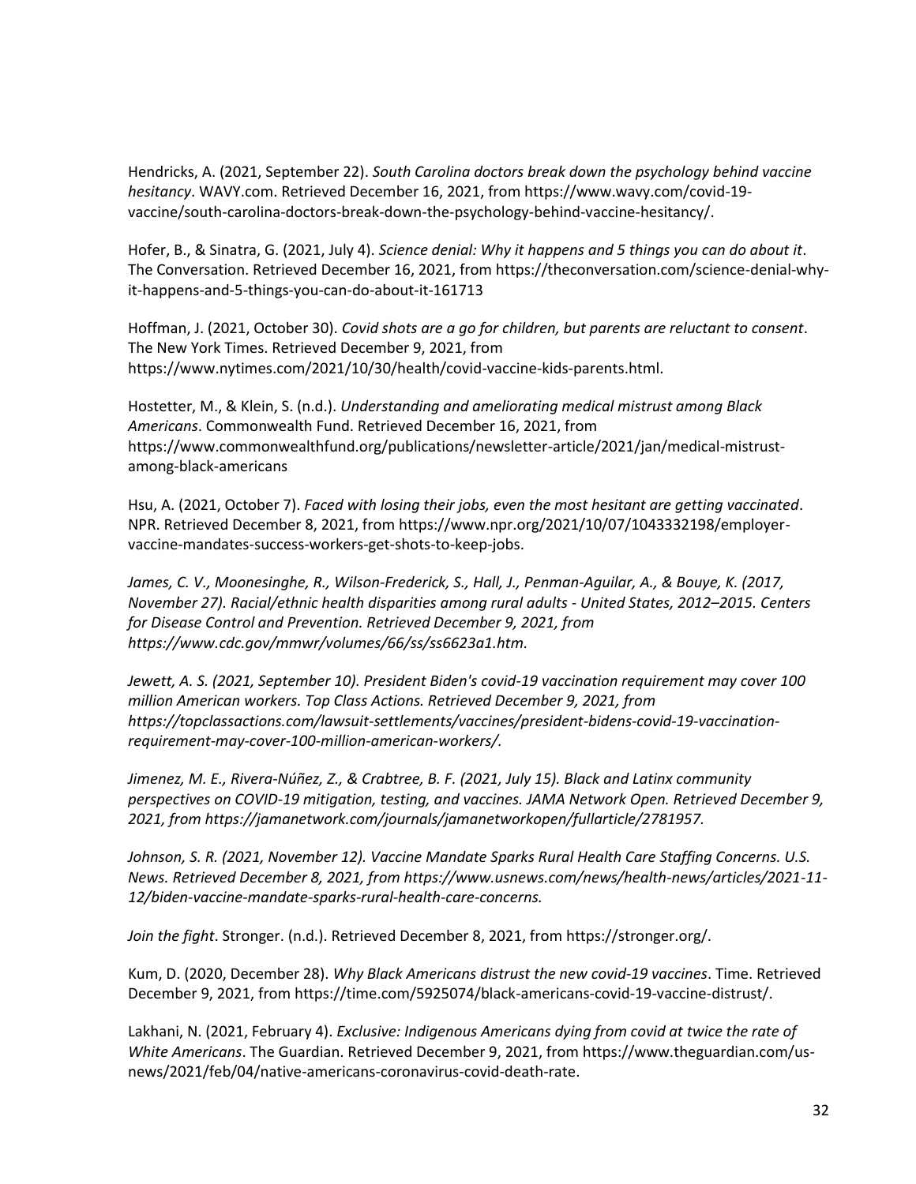Hendricks, A. (2021, September 22). *South Carolina doctors break down the psychology behind vaccine hesitancy*. WAVY.com. Retrieved December 16, 2021, from https://www.wavy.com/covid-19-vaccine/south-carolina-doctors-break-down-the-psychology-behind-vaccine-hesitancy/.

Hofer, B., & Sinatra, G. (2021, July 4). *Science denial: Why it happens and 5 things you can do about it*. The Conversation. Retrieved December 16, 2021, from https://theconversation.com/science-denial-why-it-happens-and-5-things-you-can-do-about-it-161713

Hoffman, J. (2021, October 30). *Covid shots are a go for children, but parents are reluctant to consent*. The New York Times. Retrieved December 9, 2021, from https://www.nytimes.com/2021/10/30/health/covid-vaccine-kids-parents.html.

Hostetter, M., & Klein, S. (n.d.). *Understanding and ameliorating medical mistrust among Black Americans*. Commonwealth Fund. Retrieved December 16, 2021, from https://www.commonwealthfund.org/publications/newsletter-article/2021/jan/medical-mistrust-among-black-americans

Hsu, A. (2021, October 7). *Faced with losing their jobs, even the most hesitant are getting vaccinated*. NPR. Retrieved December 8, 2021, from https://www.npr.org/2021/10/07/1043332198/employer-vaccine-mandates-success-workers-get-shots-to-keep-jobs.

*James, C. V., Moonesinghe, R., Wilson-Frederick, S., Hall, J., Penman-Aguilar, A., & Bouye, K. (2017, November 27). Racial/ethnic health disparities among rural adults - United States, 2012–2015. Centers for Disease Control and Prevention. Retrieved December 9, 2021, from https://www.cdc.gov/mmwr/volumes/66/ss/ss6623a1.htm.*

*Jewett, A. S. (2021, September 10). President Biden's covid-19 vaccination requirement may cover 100 million American workers. Top Class Actions. Retrieved December 9, 2021, from https://topclassactions.com/lawsuit-settlements/vaccines/president-bidens-covid-19-vaccination-requirement-may-cover-100-million-american-workers/.*

*Jimenez, M. E., Rivera-Núñez, Z., & Crabtree, B. F. (2021, July 15). Black and Latinx community perspectives on COVID-19 mitigation, testing, and vaccines. JAMA Network Open. Retrieved December 9, 2021, from https://jamanetwork.com/journals/jamanetworkopen/fullarticle/2781957.*

*Johnson, S. R. (2021, November 12). Vaccine Mandate Sparks Rural Health Care Staffing Concerns. U.S. News. Retrieved December 8, 2021, from https://www.usnews.com/news/health-news/articles/2021-11-12/biden-vaccine-mandate-sparks-rural-health-care-concerns.*

*Join the fight*. Stronger. (n.d.). Retrieved December 8, 2021, from https://stronger.org/.

Kum, D. (2020, December 28). *Why Black Americans distrust the new covid-19 vaccines*. Time. Retrieved December 9, 2021, from https://time.com/5925074/black-americans-covid-19-vaccine-distrust/.

Lakhani, N. (2021, February 4). *Exclusive: Indigenous Americans dying from covid at twice the rate of White Americans*. The Guardian. Retrieved December 9, 2021, from https://www.theguardian.com/us-news/2021/feb/04/native-americans-coronavirus-covid-death-rate.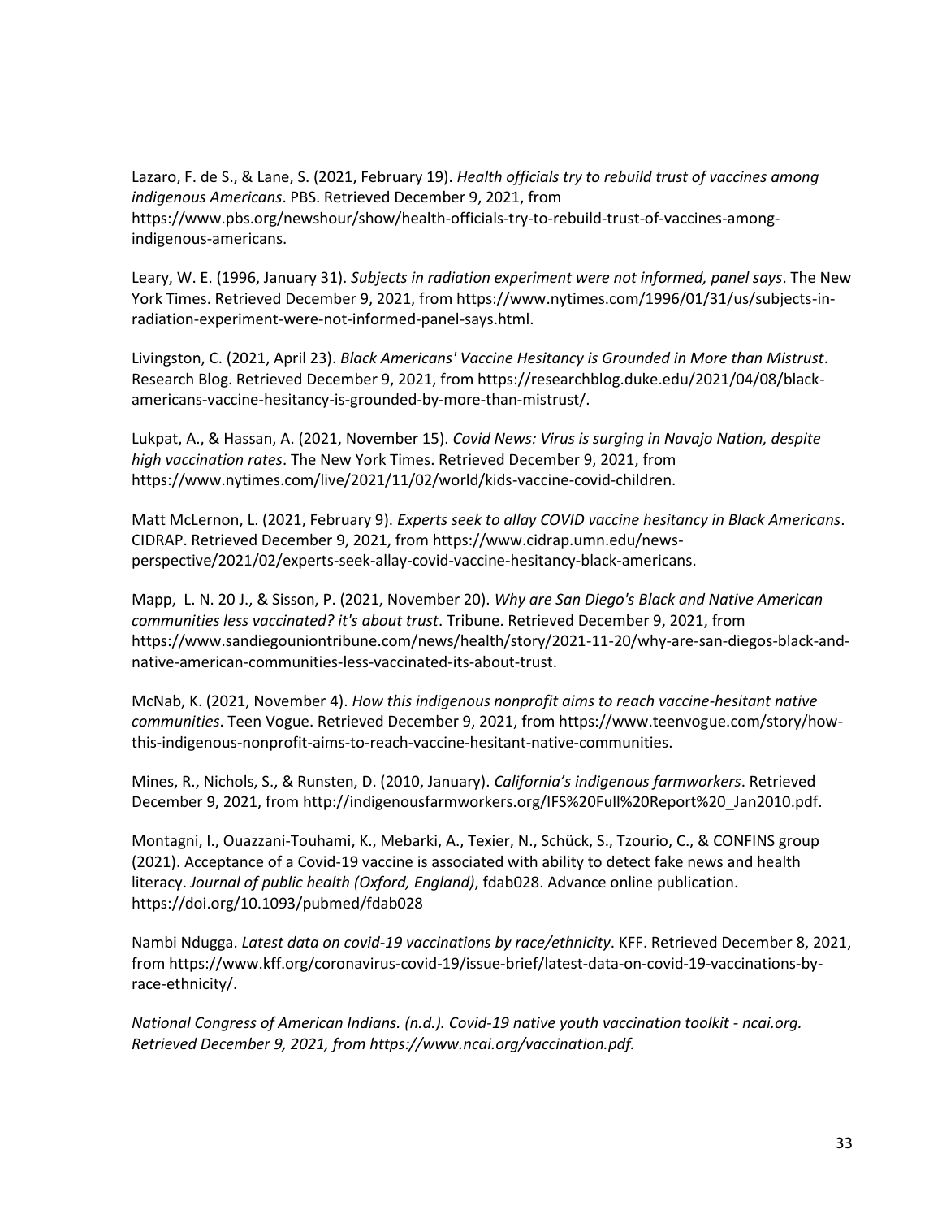Lazaro, F. de S., & Lane, S. (2021, February 19). *Health officials try to rebuild trust of vaccines among indigenous Americans*. PBS. Retrieved December 9, 2021, from https://www.pbs.org/newshour/show/health-officials-try-to-rebuild-trust-of-vaccines-among-indigenous-americans.

Leary, W. E. (1996, January 31). *Subjects in radiation experiment were not informed, panel says*. The New York Times. Retrieved December 9, 2021, from https://www.nytimes.com/1996/01/31/us/subjects-in-radiation-experiment-were-not-informed-panel-says.html.

Livingston, C. (2021, April 23). *Black Americans' Vaccine Hesitancy is Grounded in More than Mistrust*. Research Blog. Retrieved December 9, 2021, from https://researchblog.duke.edu/2021/04/08/black-americans-vaccine-hesitancy-is-grounded-by-more-than-mistrust/.

Lukpat, A., & Hassan, A. (2021, November 15). *Covid News: Virus is surging in Navajo Nation, despite high vaccination rates*. The New York Times. Retrieved December 9, 2021, from https://www.nytimes.com/live/2021/11/02/world/kids-vaccine-covid-children.

Matt McLernon, L. (2021, February 9). *Experts seek to allay COVID vaccine hesitancy in Black Americans*. CIDRAP. Retrieved December 9, 2021, from https://www.cidrap.umn.edu/news-perspective/2021/02/experts-seek-allay-covid-vaccine-hesitancy-black-americans.

Mapp, L. N. 20 J., & Sisson, P. (2021, November 20). *Why are San Diego's Black and Native American communities less vaccinated? it's about trust*. Tribune. Retrieved December 9, 2021, from https://www.sandiegouniontribune.com/news/health/story/2021-11-20/why-are-san-diegos-black-and-native-american-communities-less-vaccinated-its-about-trust.

McNab, K. (2021, November 4). *How this indigenous nonprofit aims to reach vaccine-hesitant native communities*. Teen Vogue. Retrieved December 9, 2021, from https://www.teenvogue.com/story/how-this-indigenous-nonprofit-aims-to-reach-vaccine-hesitant-native-communities.

Mines, R., Nichols, S., & Runsten, D. (2010, January). *California's indigenous farmworkers*. Retrieved December 9, 2021, from http://indigenousfarmworkers.org/IFS%20Full%20Report%20_Jan2010.pdf.

Montagni, I., Ouazzani-Touhami, K., Mebarki, A., Texier, N., Schück, S., Tzourio, C., & CONFINS group (2021). Acceptance of a Covid-19 vaccine is associated with ability to detect fake news and health literacy. *Journal of public health (Oxford, England)*, fdab028. Advance online publication. https://doi.org/10.1093/pubmed/fdab028

Nambi Ndugga. *Latest data on covid-19 vaccinations by race/ethnicity*. KFF. Retrieved December 8, 2021, from https://www.kff.org/coronavirus-covid-19/issue-brief/latest-data-on-covid-19-vaccinations-by-race-ethnicity/.

*National Congress of American Indians. (n.d.). Covid-19 native youth vaccination toolkit - ncai.org. Retrieved December 9, 2021, from https://www.ncai.org/vaccination.pdf.*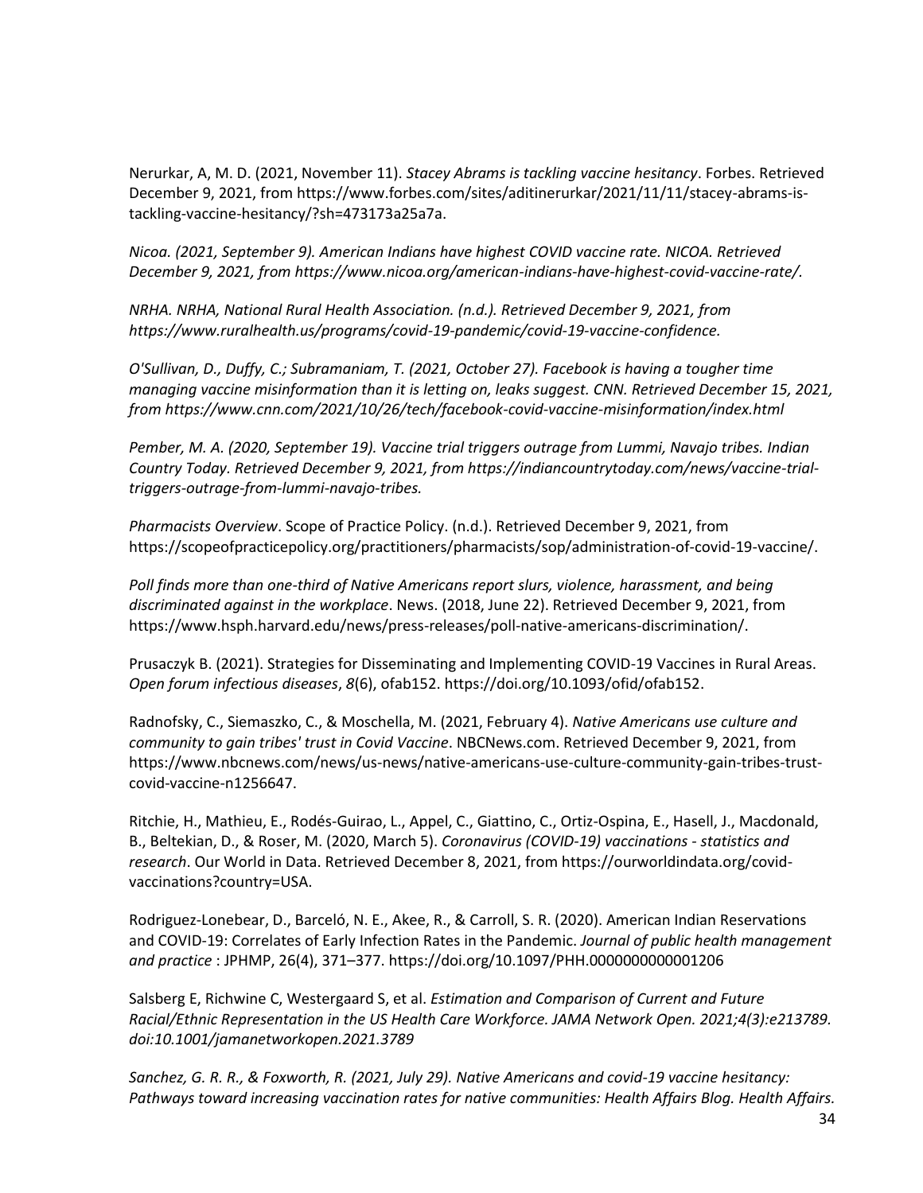Nerurkar, A, M. D. (2021, November 11). *Stacey Abrams is tackling vaccine hesitancy*. Forbes. Retrieved December 9, 2021, from https://www.forbes.com/sites/aditinerurkar/2021/11/11/stacey-abrams-is-tackling-vaccine-hesitancy/?sh=473173a25a7a.

*Nicoa. (2021, September 9). American Indians have highest COVID vaccine rate. NICOA. Retrieved December 9, 2021, from https://www.nicoa.org/american-indians-have-highest-covid-vaccine-rate/.*

*NRHA. NRHA, National Rural Health Association. (n.d.). Retrieved December 9, 2021, from https://www.ruralhealth.us/programs/covid-19-pandemic/covid-19-vaccine-confidence.*

*O'Sullivan, D., Duffy, C.; Subramaniam, T. (2021, October 27). Facebook is having a tougher time managing vaccine misinformation than it is letting on, leaks suggest. CNN. Retrieved December 15, 2021, from https://www.cnn.com/2021/10/26/tech/facebook-covid-vaccine-misinformation/index.html*

*Pember, M. A. (2020, September 19). Vaccine trial triggers outrage from Lummi, Navajo tribes. Indian Country Today. Retrieved December 9, 2021, from https://indiancountrytoday.com/news/vaccine-trial-triggers-outrage-from-lummi-navajo-tribes.*

*Pharmacists Overview*. Scope of Practice Policy. (n.d.). Retrieved December 9, 2021, from https://scopeofpracticepolicy.org/practitioners/pharmacists/sop/administration-of-covid-19-vaccine/.

*Poll finds more than one-third of Native Americans report slurs, violence, harassment, and being discriminated against in the workplace*. News. (2018, June 22). Retrieved December 9, 2021, from https://www.hsph.harvard.edu/news/press-releases/poll-native-americans-discrimination/.

Prusaczyk B. (2021). Strategies for Disseminating and Implementing COVID-19 Vaccines in Rural Areas. *Open forum infectious diseases*, *8*(6), ofab152. https://doi.org/10.1093/ofid/ofab152.

Radnofsky, C., Siemaszko, C., & Moschella, M. (2021, February 4). *Native Americans use culture and community to gain tribes' trust in Covid Vaccine*. NBCNews.com. Retrieved December 9, 2021, from https://www.nbcnews.com/news/us-news/native-americans-use-culture-community-gain-tribes-trust-covid-vaccine-n1256647.

Ritchie, H., Mathieu, E., Rodés-Guirao, L., Appel, C., Giattino, C., Ortiz-Ospina, E., Hasell, J., Macdonald, B., Beltekian, D., & Roser, M. (2020, March 5). *Coronavirus (COVID-19) vaccinations - statistics and research*. Our World in Data. Retrieved December 8, 2021, from https://ourworldindata.org/covid-vaccinations?country=USA.

Rodriguez-Lonebear, D., Barceló, N. E., Akee, R., & Carroll, S. R. (2020). American Indian Reservations and COVID-19: Correlates of Early Infection Rates in the Pandemic. *Journal of public health management and practice* : JPHMP, 26(4), 371–377. https://doi.org/10.1097/PHH.0000000000001206

Salsberg E, Richwine C, Westergaard S, et al. *Estimation and Comparison of Current and Future Racial/Ethnic Representation in the US Health Care Workforce. JAMA Network Open. 2021;4(3):e213789. doi:10.1001/jamanetworkopen.2021.3789*

*Sanchez, G. R. R., & Foxworth, R. (2021, July 29). Native Americans and covid-19 vaccine hesitancy: Pathways toward increasing vaccination rates for native communities: Health Affairs Blog. Health Affairs.*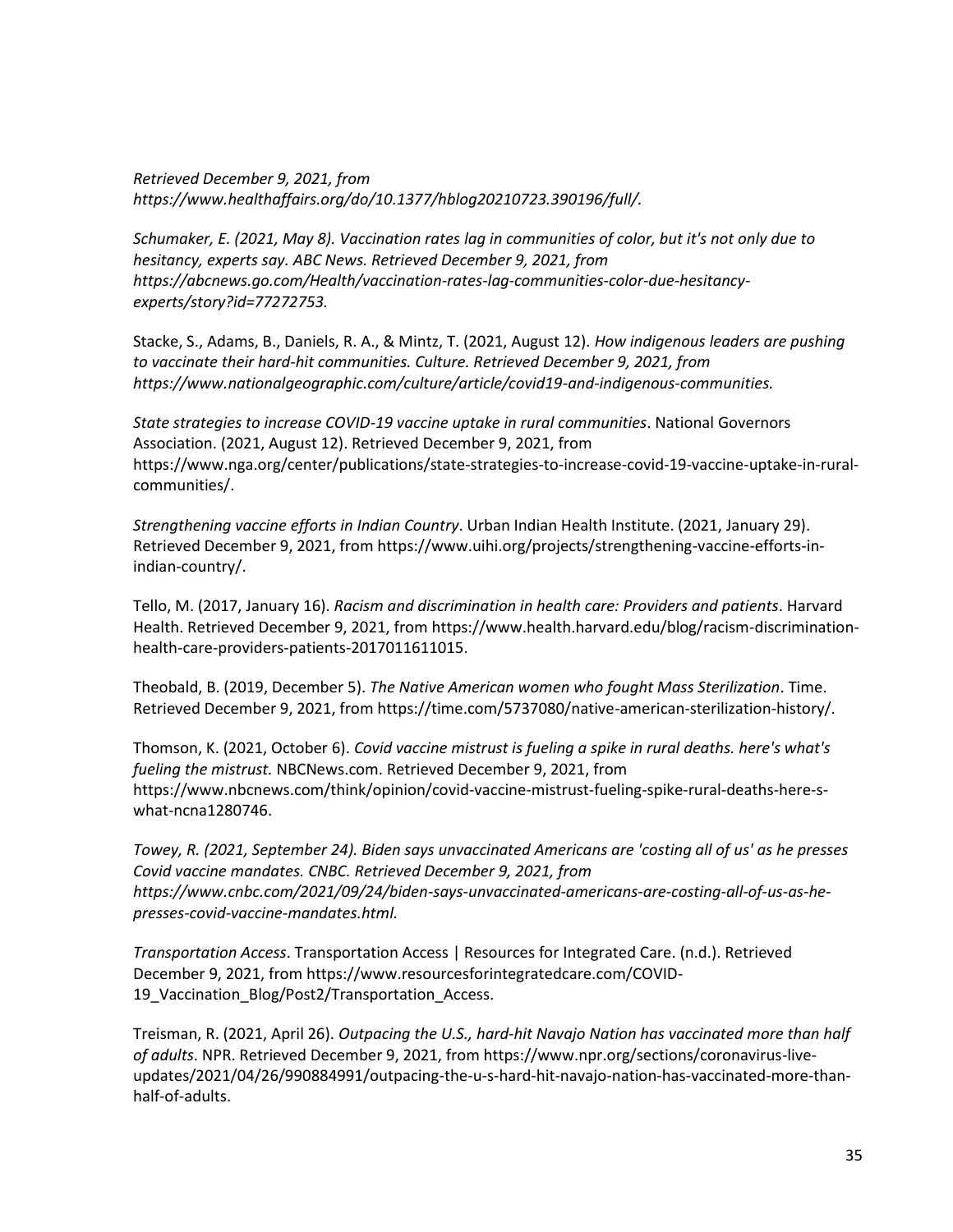*Retrieved December 9, 2021, from https://www.healthaffairs.org/do/10.1377/hblog20210723.390196/full/.*

*Schumaker, E. (2021, May 8). Vaccination rates lag in communities of color, but it's not only due to hesitancy, experts say. ABC News. Retrieved December 9, 2021, from https://abcnews.go.com/Health/vaccination-rates-lag-communities-color-due-hesitancy-experts/story?id=77272753.*

Stacke, S., Adams, B., Daniels, R. A., & Mintz, T. (2021, August 12). *How indigenous leaders are pushing to vaccinate their hard-hit communities. Culture. Retrieved December 9, 2021, from https://www.nationalgeographic.com/culture/article/covid19-and-indigenous-communities.*

*State strategies to increase COVID-19 vaccine uptake in rural communities*. National Governors Association. (2021, August 12). Retrieved December 9, 2021, from https://www.nga.org/center/publications/state-strategies-to-increase-covid-19-vaccine-uptake-in-rural-communities/.

*Strengthening vaccine efforts in Indian Country*. Urban Indian Health Institute. (2021, January 29). Retrieved December 9, 2021, from https://www.uihi.org/projects/strengthening-vaccine-efforts-in-indian-country/.

Tello, M. (2017, January 16). *Racism and discrimination in health care: Providers and patients*. Harvard Health. Retrieved December 9, 2021, from https://www.health.harvard.edu/blog/racism-discrimination-health-care-providers-patients-2017011611015.

Theobald, B. (2019, December 5). *The Native American women who fought Mass Sterilization*. Time. Retrieved December 9, 2021, from https://time.com/5737080/native-american-sterilization-history/.

Thomson, K. (2021, October 6). *Covid vaccine mistrust is fueling a spike in rural deaths. here's what's fueling the mistrust.* NBCNews.com. Retrieved December 9, 2021, from https://www.nbcnews.com/think/opinion/covid-vaccine-mistrust-fueling-spike-rural-deaths-here-s-what-ncna1280746.

*Towey, R. (2021, September 24). Biden says unvaccinated Americans are 'costing all of us' as he presses Covid vaccine mandates. CNBC. Retrieved December 9, 2021, from https://www.cnbc.com/2021/09/24/biden-says-unvaccinated-americans-are-costing-all-of-us-as-he-presses-covid-vaccine-mandates.html.*

*Transportation Access*. Transportation Access | Resources for Integrated Care. (n.d.). Retrieved December 9, 2021, from https://www.resourcesforintegratedcare.com/COVID-19_Vaccination_Blog/Post2/Transportation_Access.

Treisman, R. (2021, April 26). *Outpacing the U.S., hard-hit Navajo Nation has vaccinated more than half of adults*. NPR. Retrieved December 9, 2021, from https://www.npr.org/sections/coronavirus-live-updates/2021/04/26/990884991/outpacing-the-u-s-hard-hit-navajo-nation-has-vaccinated-more-than-half-of-adults.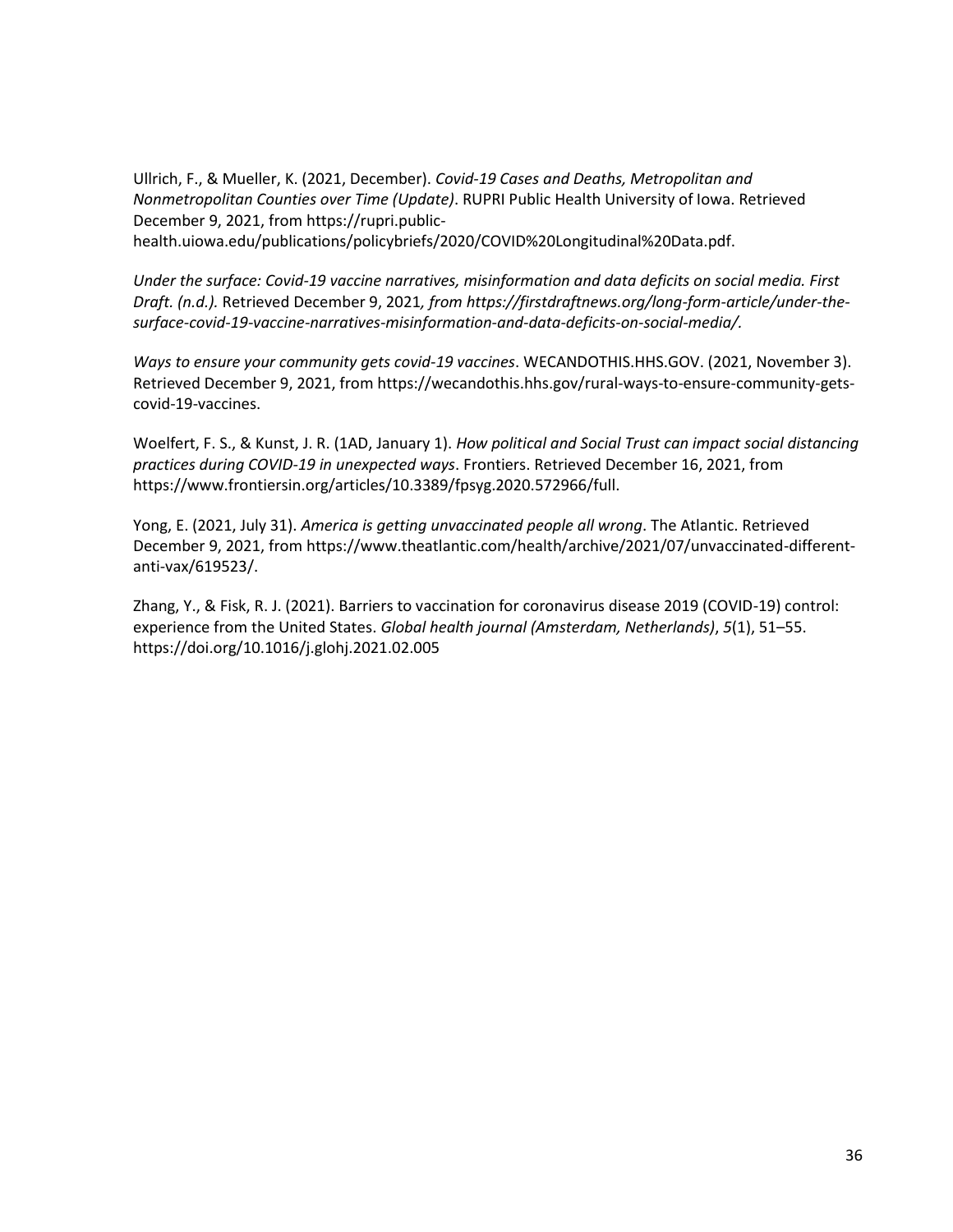Ullrich, F., & Mueller, K. (2021, December). *Covid-19 Cases and Deaths, Metropolitan and Nonmetropolitan Counties over Time (Update)*. RUPRI Public Health University of Iowa. Retrieved December 9, 2021, from https://rupri.public-health.uiowa.edu/publications/policybriefs/2020/COVID%20Longitudinal%20Data.pdf.

*Under the surface: Covid-19 vaccine narratives, misinformation and data deficits on social media. First Draft. (n.d.).* Retrieved December 9, 2021*, from https://firstdraftnews.org/long-form-article/under-the-surface-covid-19-vaccine-narratives-misinformation-and-data-deficits-on-social-media/.*

*Ways to ensure your community gets covid-19 vaccines*. WECANDOTHIS.HHS.GOV. (2021, November 3). Retrieved December 9, 2021, from https://wecandothis.hhs.gov/rural-ways-to-ensure-community-gets-covid-19-vaccines.

Woelfert, F. S., & Kunst, J. R. (1AD, January 1). *How political and Social Trust can impact social distancing practices during COVID-19 in unexpected ways*. Frontiers. Retrieved December 16, 2021, from https://www.frontiersin.org/articles/10.3389/fpsyg.2020.572966/full.

Yong, E. (2021, July 31). *America is getting unvaccinated people all wrong*. The Atlantic. Retrieved December 9, 2021, from https://www.theatlantic.com/health/archive/2021/07/unvaccinated-different-anti-vax/619523/.

Zhang, Y., & Fisk, R. J. (2021). Barriers to vaccination for coronavirus disease 2019 (COVID-19) control: experience from the United States. *Global health journal (Amsterdam, Netherlands)*, *5*(1), 51–55. https://doi.org/10.1016/j.glohj.2021.02.005